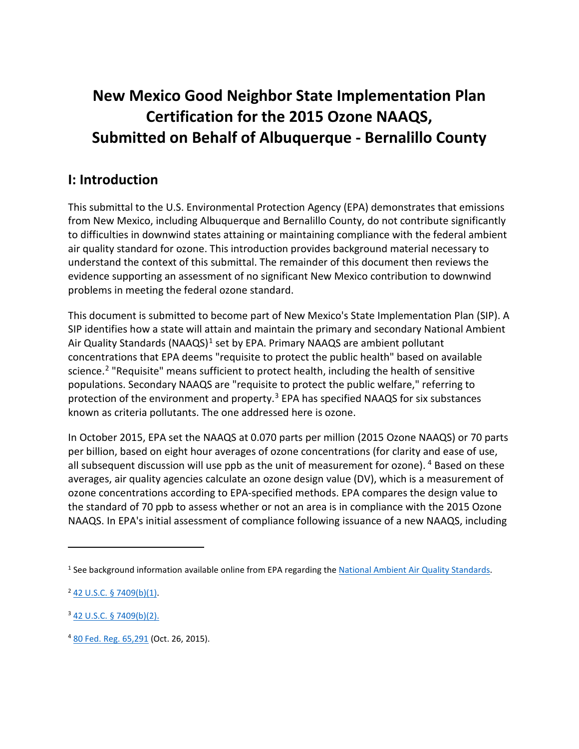# New Mexico Good Neighbor State Implementation Plan Certification for the 2015 Ozone NAAQS, Submitted on Behalf of Albuquerque - Bernalillo County

## I: Introduction

This submittal to the U.S. Environmental Protection Agency (EPA) demonstrates that emissions from New Mexico, including Albuquerque and Bernalillo County, do not contribute significantly to difficulties in downwind states attaining or maintaining compliance with the federal ambient air quality standard for ozone. This introduction provides background material necessary to understand the context of this submittal. The remainder of this document then reviews the evidence supporting an assessment of no significant New Mexico contribution to downwind problems in meeting the federal ozone standard.

This document is submitted to become part of New Mexico's State Implementation Plan (SIP). A SIP identifies how a state will attain and maintain the primary and secondary National Ambient Air Quality Standards (NAAQS)[1] set by EPA. Primary NAAQS are ambient pollutant concentrations that EPA deems "requisite to protect the public health" based on available science.[2] "Requisite" means sufficient to protect health, including the health of sensitive populations. Secondary NAAQS are "requisite to protect the public welfare," referring to protection of the environment and property.[3] EPA has specified NAAQS for six substances known as criteria pollutants. The one addressed here is ozone.

In October 2015, EPA set the NAAQS at 0.070 parts per million (2015 Ozone NAAQS) or 70 parts per billion, based on eight hour averages of ozone concentrations (for clarity and ease of use, all subsequent discussion will use ppb as the unit of measurement for ozone).[4] Based on these averages, air quality agencies calculate an ozone design value (DV), which is a measurement of ozone concentrations according to EPA-specified methods. EPA compares the design value to the standard of 70 ppb to assess whether or not an area is in compliance with the 2015 Ozone NAAQS. In EPA's initial assessment of compliance following issuance of a new NAAQS, including

---

[1] See background information available online from EPA regarding the National Ambient Air Quality Standards.

[2] 42 U.S.C. § 7409(b)(1).

[3] 42 U.S.C. § 7409(b)(2).

[4] 80 Fed. Reg. 65,291 (Oct. 26, 2015).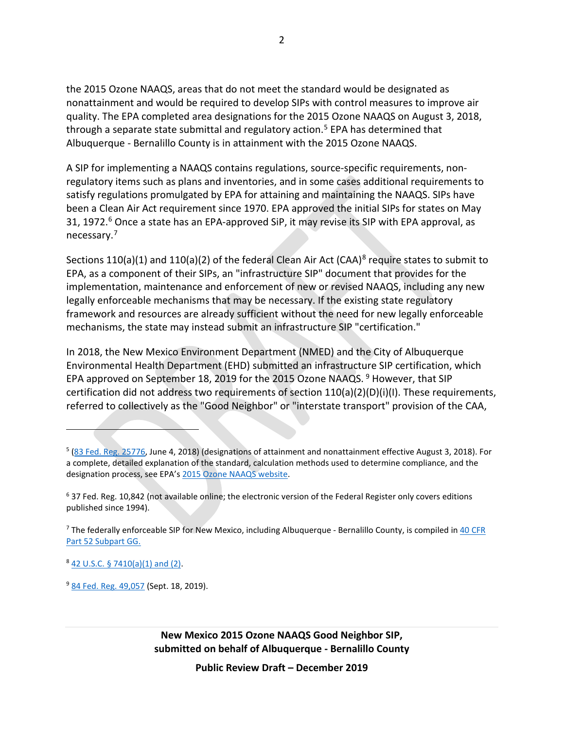the 2015 Ozone NAAQS, areas that do not meet the standard would be designated as nonattainment and would be required to develop SIPs with control measures to improve air quality. The EPA completed area designations for the 2015 Ozone NAAQS on August 3, 2018, through a separate state submittal and regulatory action.[5] EPA has determined that Albuquerque - Bernalillo County is in attainment with the 2015 Ozone NAAQS.

A SIP for implementing a NAAQS contains regulations, source-specific requirements, non-regulatory items such as plans and inventories, and in some cases additional requirements to satisfy regulations promulgated by EPA for attaining and maintaining the NAAQS. SIPs have been a Clean Air Act requirement since 1970. EPA approved the initial SIPs for states on May 31, 1972.[6] Once a state has an EPA-approved SiP, it may revise its SIP with EPA approval, as necessary.[7]

Sections 110(a)(1) and 110(a)(2) of the federal Clean Air Act (CAA)[8] require states to submit to EPA, as a component of their SIPs, an "infrastructure SIP" document that provides for the implementation, maintenance and enforcement of new or revised NAAQS, including any new legally enforceable mechanisms that may be necessary. If the existing state regulatory framework and resources are already sufficient without the need for new legally enforceable mechanisms, the state may instead submit an infrastructure SIP "certification."

In 2018, the New Mexico Environment Department (NMED) and the City of Albuquerque Environmental Health Department (EHD) submitted an infrastructure SIP certification, which EPA approved on September 18, 2019 for the 2015 Ozone NAAQS.[9] However, that SIP certification did not address two requirements of section 110(a)(2)(D)(i)(I). These requirements, referred to collectively as the "Good Neighbor" or "interstate transport" provision of the CAA,

---

[5] (83 Fed. Reg. 25776, June 4, 2018) (designations of attainment and nonattainment effective August 3, 2018). For a complete, detailed explanation of the standard, calculation methods used to determine compliance, and the designation process, see EPA's 2015 Ozone NAAQS website.

[6] 37 Fed. Reg. 10,842 (not available online; the electronic version of the Federal Register only covers editions published since 1994).

[7] The federally enforceable SIP for New Mexico, including Albuquerque - Bernalillo County, is compiled in 40 CFR Part 52 Subpart GG.

[8] 42 U.S.C. § 7410(a)(1) and (2).

[9] 84 Fed. Reg. 49,057 (Sept. 18, 2019).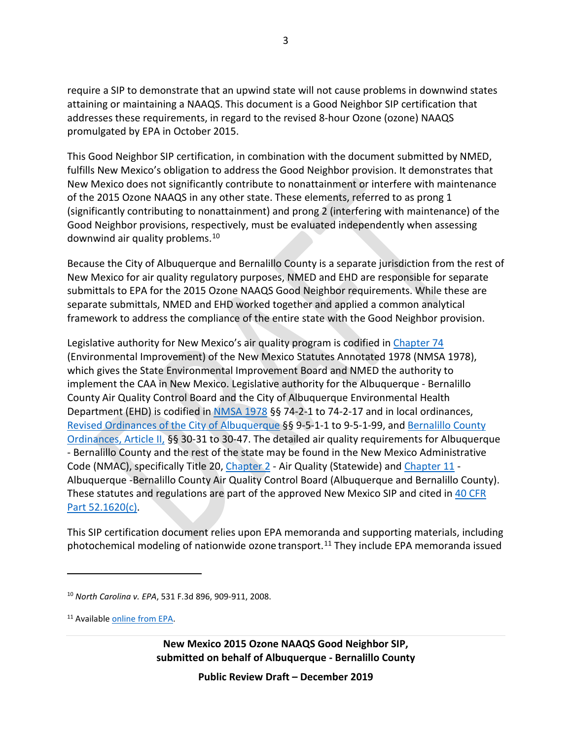require a SIP to demonstrate that an upwind state will not cause problems in downwind states attaining or maintaining a NAAQS. This document is a Good Neighbor SIP certification that addresses these requirements, in regard to the revised 8-hour Ozone (ozone) NAAQS promulgated by EPA in October 2015.

This Good Neighbor SIP certification, in combination with the document submitted by NMED, fulfills New Mexico's obligation to address the Good Neighbor provision. It demonstrates that New Mexico does not significantly contribute to nonattainment or interfere with maintenance of the 2015 Ozone NAAQS in any other state. These elements, referred to as prong 1 (significantly contributing to nonattainment) and prong 2 (interfering with maintenance) of the Good Neighbor provisions, respectively, must be evaluated independently when assessing downwind air quality problems.[10]

Because the City of Albuquerque and Bernalillo County is a separate jurisdiction from the rest of New Mexico for air quality regulatory purposes, NMED and EHD are responsible for separate submittals to EPA for the 2015 Ozone NAAQS Good Neighbor requirements. While these are separate submittals, NMED and EHD worked together and applied a common analytical framework to address the compliance of the entire state with the Good Neighbor provision.

Legislative authority for New Mexico's air quality program is codified in Chapter 74 (Environmental Improvement) of the New Mexico Statutes Annotated 1978 (NMSA 1978), which gives the State Environmental Improvement Board and NMED the authority to implement the CAA in New Mexico. Legislative authority for the Albuquerque - Bernalillo County Air Quality Control Board and the City of Albuquerque Environmental Health Department (EHD) is codified in NMSA 1978 §§ 74-2-1 to 74-2-17 and in local ordinances, Revised Ordinances of the City of Albuquerque §§ 9-5-1-1 to 9-5-1-99, and Bernalillo County Ordinances, Article II, §§ 30-31 to 30-47. The detailed air quality requirements for Albuquerque - Bernalillo County and the rest of the state may be found in the New Mexico Administrative Code (NMAC), specifically Title 20, Chapter 2 - Air Quality (Statewide) and Chapter 11 - Albuquerque -Bernalillo County Air Quality Control Board (Albuquerque and Bernalillo County). These statutes and regulations are part of the approved New Mexico SIP and cited in 40 CFR Part 52.1620(c).

This SIP certification document relies upon EPA memoranda and supporting materials, including photochemical modeling of nationwide ozone transport.[11] They include EPA memoranda issued

---

[10] *North Carolina v. EPA*, 531 F.3d 896, 909-911, 2008.

[11] Available online from EPA.

**New Mexico 2015 Ozone NAAQS Good Neighbor SIP, submitted on behalf of Albuquerque - Bernalillo County**

**Public Review Draft – December 2019**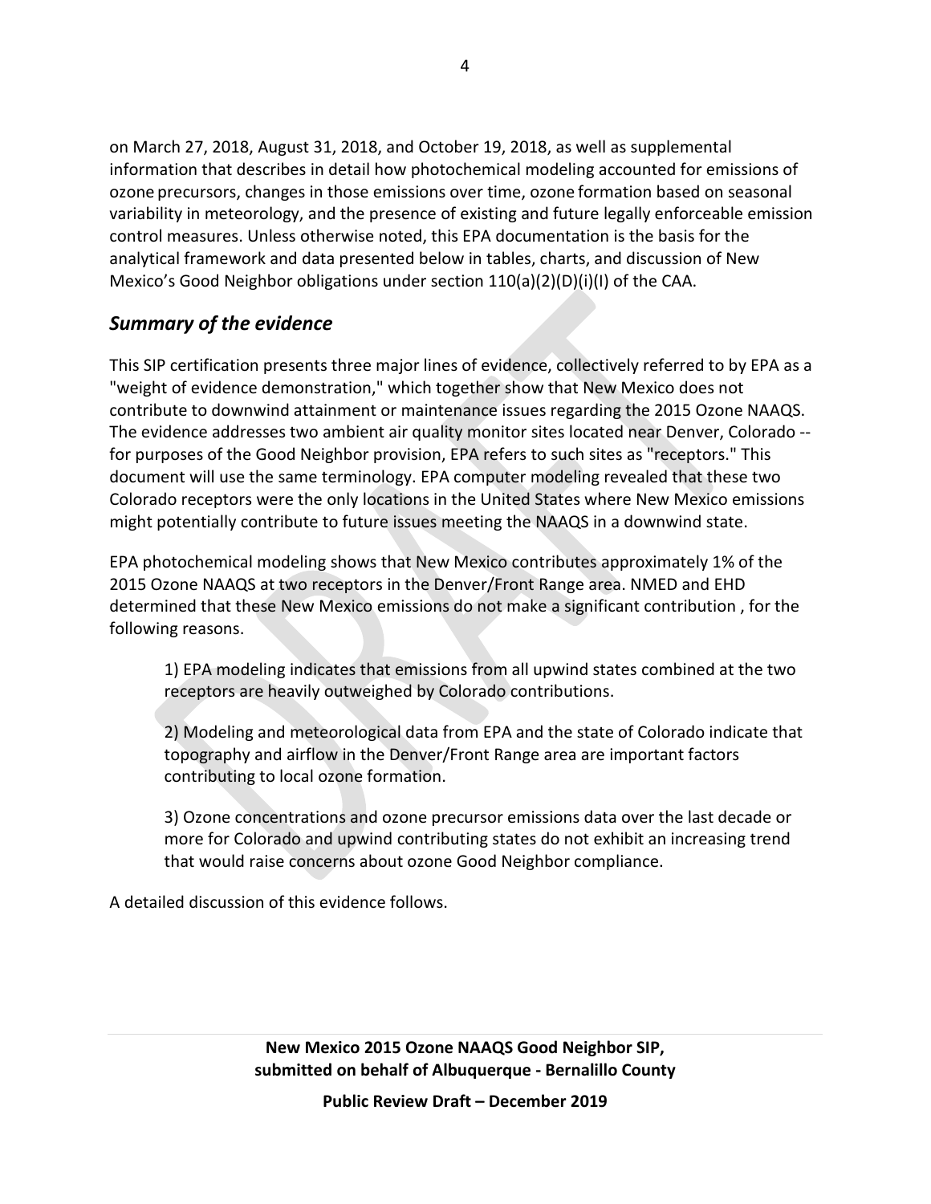on March 27, 2018, August 31, 2018, and October 19, 2018, as well as supplemental information that describes in detail how photochemical modeling accounted for emissions of ozone precursors, changes in those emissions over time, ozone formation based on seasonal variability in meteorology, and the presence of existing and future legally enforceable emission control measures. Unless otherwise noted, this EPA documentation is the basis for the analytical framework and data presented below in tables, charts, and discussion of New Mexico's Good Neighbor obligations under section 110(a)(2)(D)(i)(I) of the CAA.

## *Summary of the evidence*

This SIP certification presents three major lines of evidence, collectively referred to by EPA as a "weight of evidence demonstration," which together show that New Mexico does not contribute to downwind attainment or maintenance issues regarding the 2015 Ozone NAAQS. The evidence addresses two ambient air quality monitor sites located near Denver, Colorado -- for purposes of the Good Neighbor provision, EPA refers to such sites as "receptors." This document will use the same terminology. EPA computer modeling revealed that these two Colorado receptors were the only locations in the United States where New Mexico emissions might potentially contribute to future issues meeting the NAAQS in a downwind state.

EPA photochemical modeling shows that New Mexico contributes approximately 1% of the 2015 Ozone NAAQS at two receptors in the Denver/Front Range area. NMED and EHD determined that these New Mexico emissions do not make a significant contribution , for the following reasons.

1) EPA modeling indicates that emissions from all upwind states combined at the two receptors are heavily outweighed by Colorado contributions.

2) Modeling and meteorological data from EPA and the state of Colorado indicate that topography and airflow in the Denver/Front Range area are important factors contributing to local ozone formation.

3) Ozone concentrations and ozone precursor emissions data over the last decade or more for Colorado and upwind contributing states do not exhibit an increasing trend that would raise concerns about ozone Good Neighbor compliance.

A detailed discussion of this evidence follows.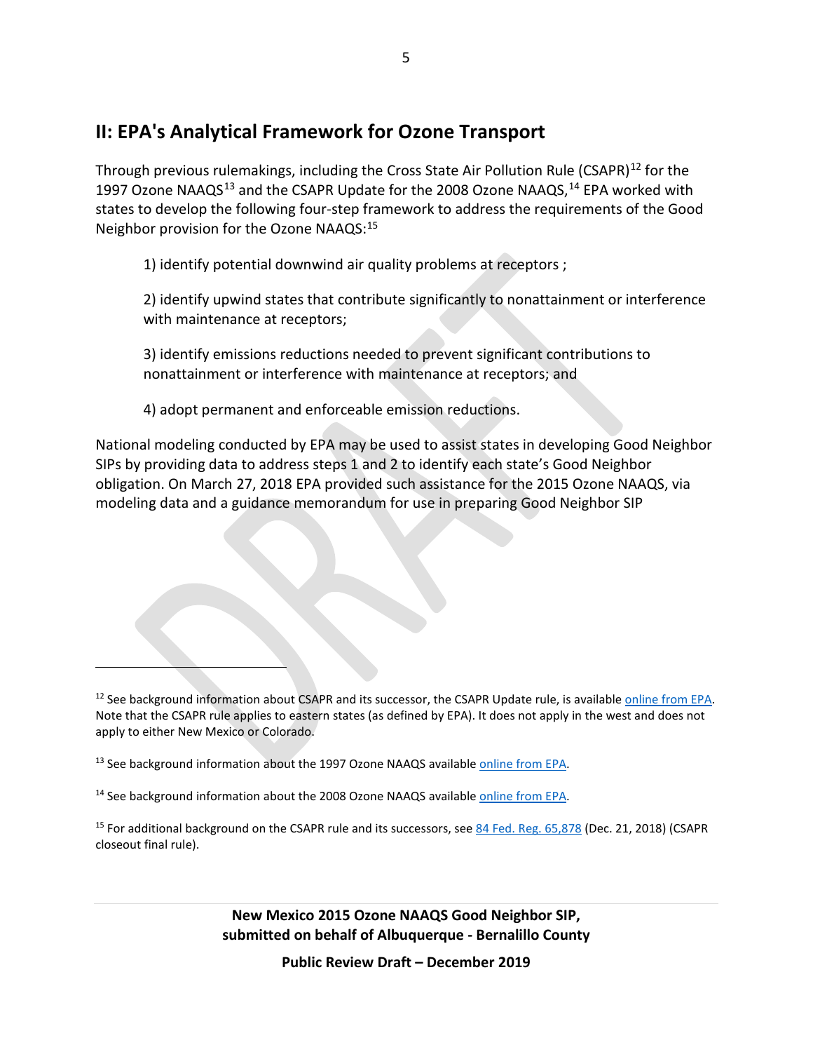## II: EPA's Analytical Framework for Ozone Transport

Through previous rulemakings, including the Cross State Air Pollution Rule (CSAPR)[12] for the 1997 Ozone NAAQS[13] and the CSAPR Update for the 2008 Ozone NAAQS,[14] EPA worked with states to develop the following four-step framework to address the requirements of the Good Neighbor provision for the Ozone NAAQS:[15]

1) identify potential downwind air quality problems at receptors ;

2) identify upwind states that contribute significantly to nonattainment or interference with maintenance at receptors;

3) identify emissions reductions needed to prevent significant contributions to nonattainment or interference with maintenance at receptors; and

4) adopt permanent and enforceable emission reductions.

National modeling conducted by EPA may be used to assist states in developing Good Neighbor SIPs by providing data to address steps 1 and 2 to identify each state's Good Neighbor obligation. On March 27, 2018 EPA provided such assistance for the 2015 Ozone NAAQS, via modeling data and a guidance memorandum for use in preparing Good Neighbor SIP

---

[12] See background information about CSAPR and its successor, the CSAPR Update rule, is available online from EPA. Note that the CSAPR rule applies to eastern states (as defined by EPA). It does not apply in the west and does not apply to either New Mexico or Colorado.

[13] See background information about the 1997 Ozone NAAQS available online from EPA.

[14] See background information about the 2008 Ozone NAAQS available online from EPA.

[15] For additional background on the CSAPR rule and its successors, see 84 Fed. Reg. 65,878 (Dec. 21, 2018) (CSAPR closeout final rule).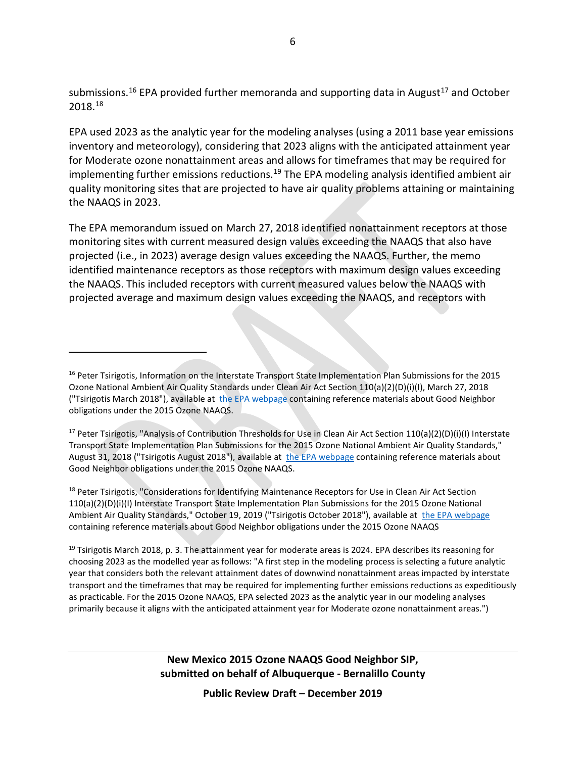submissions.[16] EPA provided further memoranda and supporting data in August[17] and October 2018.[18]

EPA used 2023 as the analytic year for the modeling analyses (using a 2011 base year emissions inventory and meteorology), considering that 2023 aligns with the anticipated attainment year for Moderate ozone nonattainment areas and allows for timeframes that may be required for implementing further emissions reductions.[19] The EPA modeling analysis identified ambient air quality monitoring sites that are projected to have air quality problems attaining or maintaining the NAAQS in 2023.

The EPA memorandum issued on March 27, 2018 identified nonattainment receptors at those monitoring sites with current measured design values exceeding the NAAQS that also have projected (i.e., in 2023) average design values exceeding the NAAQS. Further, the memo identified maintenance receptors as those receptors with maximum design values exceeding the NAAQS. This included receptors with current measured values below the NAAQS with projected average and maximum design values exceeding the NAAQS, and receptors with

---

[16] Peter Tsirigotis, Information on the Interstate Transport State Implementation Plan Submissions for the 2015 Ozone National Ambient Air Quality Standards under Clean Air Act Section 110(a)(2)(D)(i)(I), March 27, 2018 ("Tsirigotis March 2018"), available at the EPA webpage containing reference materials about Good Neighbor obligations under the 2015 Ozone NAAQS.

[17] Peter Tsirigotis, "Analysis of Contribution Thresholds for Use in Clean Air Act Section 110(a)(2)(D)(i)(I) Interstate Transport State Implementation Plan Submissions for the 2015 Ozone National Ambient Air Quality Standards," August 31, 2018 ("Tsirigotis August 2018"), available at the EPA webpage containing reference materials about Good Neighbor obligations under the 2015 Ozone NAAQS.

[18] Peter Tsirigotis, "Considerations for Identifying Maintenance Receptors for Use in Clean Air Act Section 110(a)(2)(D)(i)(I) Interstate Transport State Implementation Plan Submissions for the 2015 Ozone National Ambient Air Quality Standards," October 19, 2019 ("Tsirigotis October 2018"), available at the EPA webpage containing reference materials about Good Neighbor obligations under the 2015 Ozone NAAQS

[19] Tsirigotis March 2018, p. 3. The attainment year for moderate areas is 2024. EPA describes its reasoning for choosing 2023 as the modelled year as follows: "A first step in the modeling process is selecting a future analytic year that considers both the relevant attainment dates of downwind nonattainment areas impacted by interstate transport and the timeframes that may be required for implementing further emissions reductions as expeditiously as practicable. For the 2015 Ozone NAAQS, EPA selected 2023 as the analytic year in our modeling analyses primarily because it aligns with the anticipated attainment year for Moderate ozone nonattainment areas.")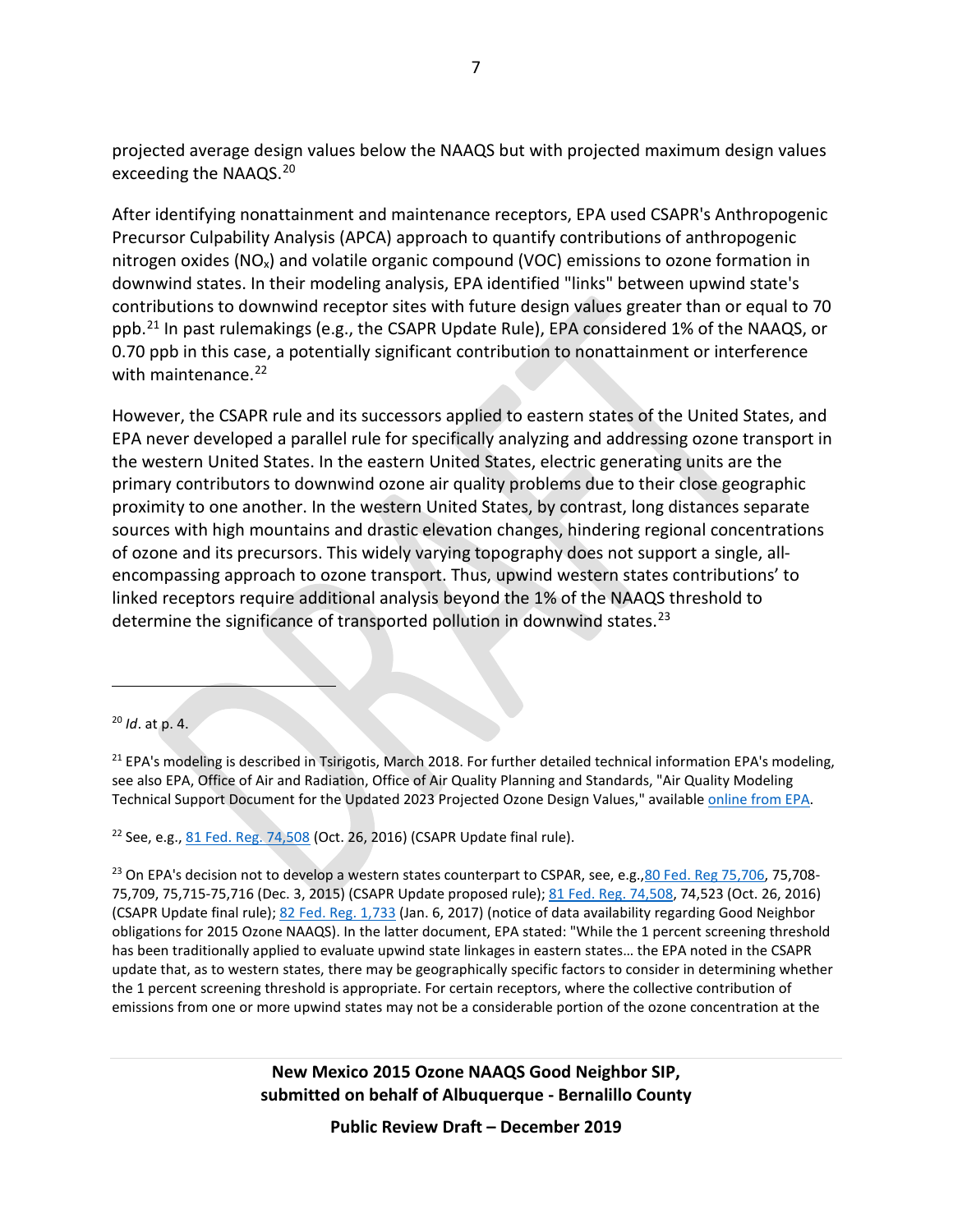projected average design values below the NAAQS but with projected maximum design values exceeding the NAAQS.[20]

After identifying nonattainment and maintenance receptors, EPA used CSAPR's Anthropogenic Precursor Culpability Analysis (APCA) approach to quantify contributions of anthropogenic nitrogen oxides ($NO_x$) and volatile organic compound (VOC) emissions to ozone formation in downwind states. In their modeling analysis, EPA identified "links" between upwind state's contributions to downwind receptor sites with future design values greater than or equal to 70 ppb.[21] In past rulemakings (e.g., the CSAPR Update Rule), EPA considered 1% of the NAAQS, or 0.70 ppb in this case, a potentially significant contribution to nonattainment or interference with maintenance.[22]

However, the CSAPR rule and its successors applied to eastern states of the United States, and EPA never developed a parallel rule for specifically analyzing and addressing ozone transport in the western United States. In the eastern United States, electric generating units are the primary contributors to downwind ozone air quality problems due to their close geographic proximity to one another. In the western United States, by contrast, long distances separate sources with high mountains and drastic elevation changes, hindering regional concentrations of ozone and its precursors. This widely varying topography does not support a single, all-encompassing approach to ozone transport. Thus, upwind western states contributions' to linked receptors require additional analysis beyond the 1% of the NAAQS threshold to determine the significance of transported pollution in downwind states.[23]

---

[20] *Id*. at p. 4.

[21] EPA's modeling is described in Tsirigotis, March 2018. For further detailed technical information EPA's modeling, see also EPA, Office of Air and Radiation, Office of Air Quality Planning and Standards, "Air Quality Modeling Technical Support Document for the Updated 2023 Projected Ozone Design Values," available online from EPA.

[22] See, e.g., 81 Fed. Reg. 74,508 (Oct. 26, 2016) (CSAPR Update final rule).

[23] On EPA's decision not to develop a western states counterpart to CSPAR, see, e.g.,80 Fed. Reg 75,706, 75,708-75,709, 75,715-75,716 (Dec. 3, 2015) (CSAPR Update proposed rule); 81 Fed. Reg. 74,508, 74,523 (Oct. 26, 2016) (CSAPR Update final rule); 82 Fed. Reg. 1,733 (Jan. 6, 2017) (notice of data availability regarding Good Neighbor obligations for 2015 Ozone NAAQS). In the latter document, EPA stated: "While the 1 percent screening threshold has been traditionally applied to evaluate upwind state linkages in eastern states… the EPA noted in the CSAPR update that, as to western states, there may be geographically specific factors to consider in determining whether the 1 percent screening threshold is appropriate. For certain receptors, where the collective contribution of emissions from one or more upwind states may not be a considerable portion of the ozone concentration at the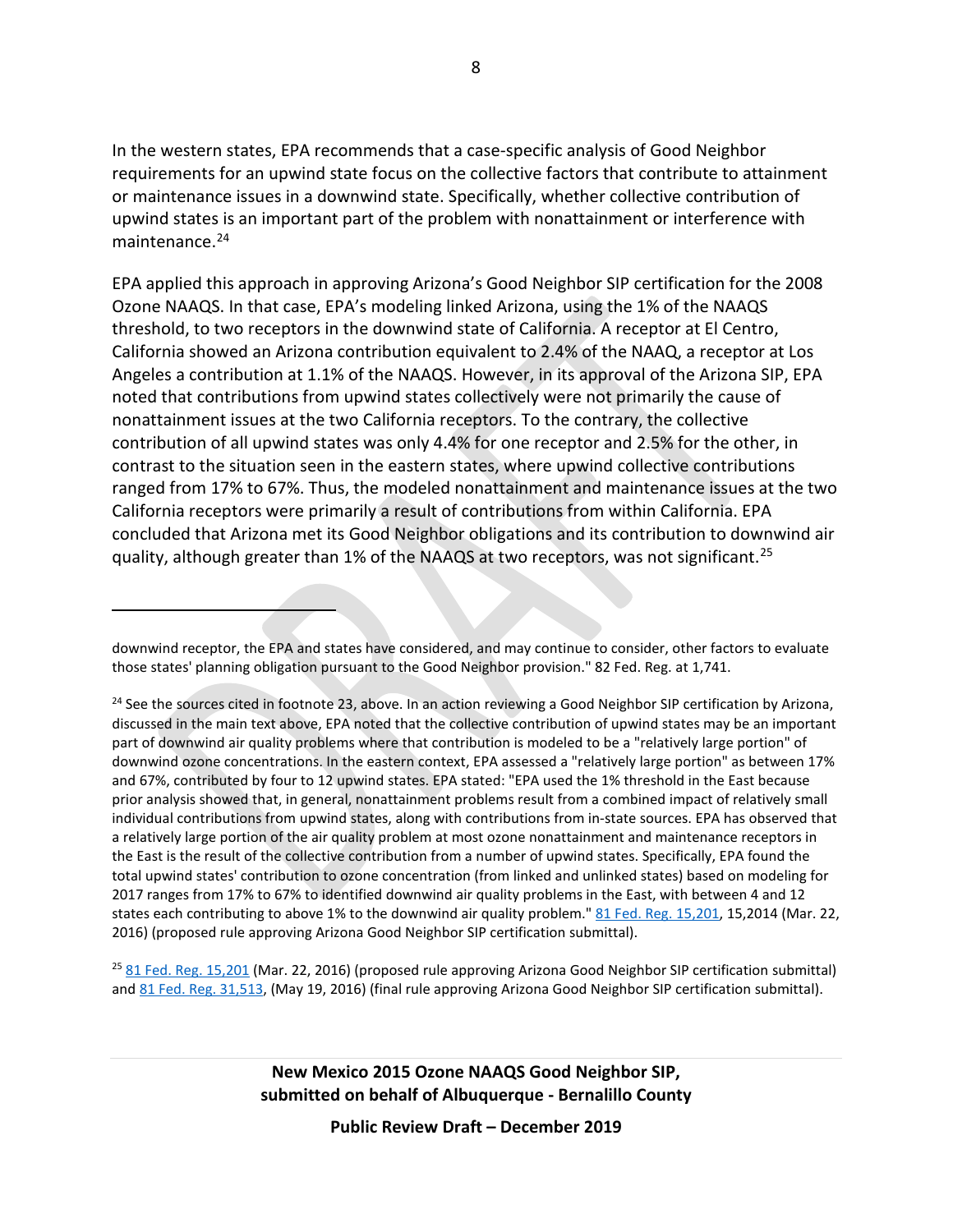In the western states, EPA recommends that a case-specific analysis of Good Neighbor requirements for an upwind state focus on the collective factors that contribute to attainment or maintenance issues in a downwind state. Specifically, whether collective contribution of upwind states is an important part of the problem with nonattainment or interference with maintenance.[24]

EPA applied this approach in approving Arizona's Good Neighbor SIP certification for the 2008 Ozone NAAQS. In that case, EPA's modeling linked Arizona, using the 1% of the NAAQS threshold, to two receptors in the downwind state of California. A receptor at El Centro, California showed an Arizona contribution equivalent to 2.4% of the NAAQ, a receptor at Los Angeles a contribution at 1.1% of the NAAQS. However, in its approval of the Arizona SIP, EPA noted that contributions from upwind states collectively were not primarily the cause of nonattainment issues at the two California receptors. To the contrary, the collective contribution of all upwind states was only 4.4% for one receptor and 2.5% for the other, in contrast to the situation seen in the eastern states, where upwind collective contributions ranged from 17% to 67%. Thus, the modeled nonattainment and maintenance issues at the two California receptors were primarily a result of contributions from within California. EPA concluded that Arizona met its Good Neighbor obligations and its contribution to downwind air quality, although greater than 1% of the NAAQS at two receptors, was not significant.[25]

---

downwind receptor, the EPA and states have considered, and may continue to consider, other factors to evaluate those states' planning obligation pursuant to the Good Neighbor provision." 82 Fed. Reg. at 1,741.

[24] See the sources cited in footnote 23, above. In an action reviewing a Good Neighbor SIP certification by Arizona, discussed in the main text above, EPA noted that the collective contribution of upwind states may be an important part of downwind air quality problems where that contribution is modeled to be a "relatively large portion" of downwind ozone concentrations. In the eastern context, EPA assessed a "relatively large portion" as between 17% and 67%, contributed by four to 12 upwind states. EPA stated: "EPA used the 1% threshold in the East because prior analysis showed that, in general, nonattainment problems result from a combined impact of relatively small individual contributions from upwind states, along with contributions from in-state sources. EPA has observed that a relatively large portion of the air quality problem at most ozone nonattainment and maintenance receptors in the East is the result of the collective contribution from a number of upwind states. Specifically, EPA found the total upwind states' contribution to ozone concentration (from linked and unlinked states) based on modeling for 2017 ranges from 17% to 67% to identified downwind air quality problems in the East, with between 4 and 12 states each contributing to above 1% to the downwind air quality problem." 81 Fed. Reg. 15,201, 15,2014 (Mar. 22, 2016) (proposed rule approving Arizona Good Neighbor SIP certification submittal).

[25] 81 Fed. Reg. 15,201 (Mar. 22, 2016) (proposed rule approving Arizona Good Neighbor SIP certification submittal) and 81 Fed. Reg. 31,513, (May 19, 2016) (final rule approving Arizona Good Neighbor SIP certification submittal).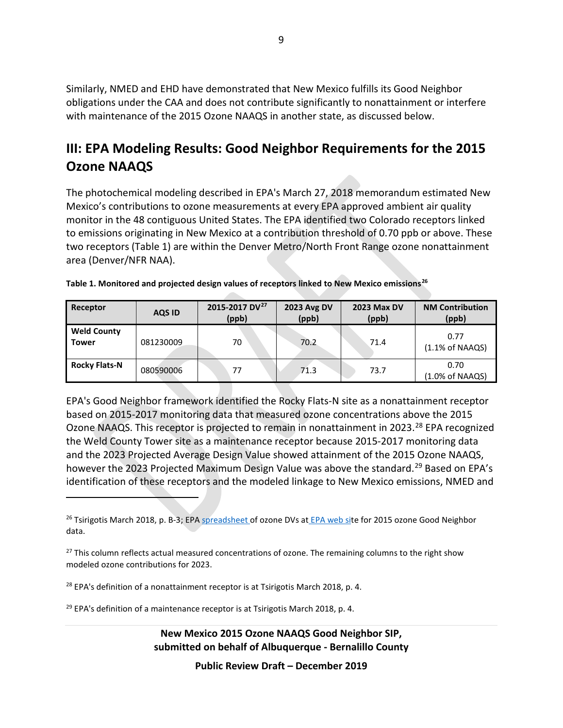Similarly, NMED and EHD have demonstrated that New Mexico fulfills its Good Neighbor obligations under the CAA and does not contribute significantly to nonattainment or interfere with maintenance of the 2015 Ozone NAAQS in another state, as discussed below.

## III: EPA Modeling Results: Good Neighbor Requirements for the 2015 Ozone NAAQS

The photochemical modeling described in EPA's March 27, 2018 memorandum estimated New Mexico's contributions to ozone measurements at every EPA approved ambient air quality monitor in the 48 contiguous United States. The EPA identified two Colorado receptors linked to emissions originating in New Mexico at a contribution threshold of 0.70 ppb or above. These two receptors (Table 1) are within the Denver Metro/North Front Range ozone nonattainment area (Denver/NFR NAA).

**Table 1. Monitored and projected design values of receptors linked to New Mexico emissions[26]**

| Receptor | AQS ID | 2015-2017 DV[27] (ppb) | 2023 Avg DV (ppb) | 2023 Max DV (ppb) | NM Contribution (ppb) |
|---|---|---|---|---|---|
| **Weld County Tower** | 081230009 | 70 | 70.2 | 71.4 | 0.77 (1.1% of NAAQS) |
| **Rocky Flats-N** | 080590006 | 77 | 71.3 | 73.7 | 0.70 (1.0% of NAAQS) |

EPA's Good Neighbor framework identified the Rocky Flats-N site as a nonattainment receptor based on 2015-2017 monitoring data that measured ozone concentrations above the 2015 Ozone NAAQS. This receptor is projected to remain in nonattainment in 2023.[28] EPA recognized the Weld County Tower site as a maintenance receptor because 2015-2017 monitoring data and the 2023 Projected Average Design Value showed attainment of the 2015 Ozone NAAQS, however the 2023 Projected Maximum Design Value was above the standard.[29] Based on EPA's identification of these receptors and the modeled linkage to New Mexico emissions, NMED and

---

[26] Tsirigotis March 2018, p. B-3; EPA spreadsheet of ozone DVs at EPA web site for 2015 ozone Good Neighbor data.

[27] This column reflects actual measured concentrations of ozone. The remaining columns to the right show modeled ozone contributions for 2023.

[28] EPA's definition of a nonattainment receptor is at Tsirigotis March 2018, p. 4.

[29] EPA's definition of a maintenance receptor is at Tsirigotis March 2018, p. 4.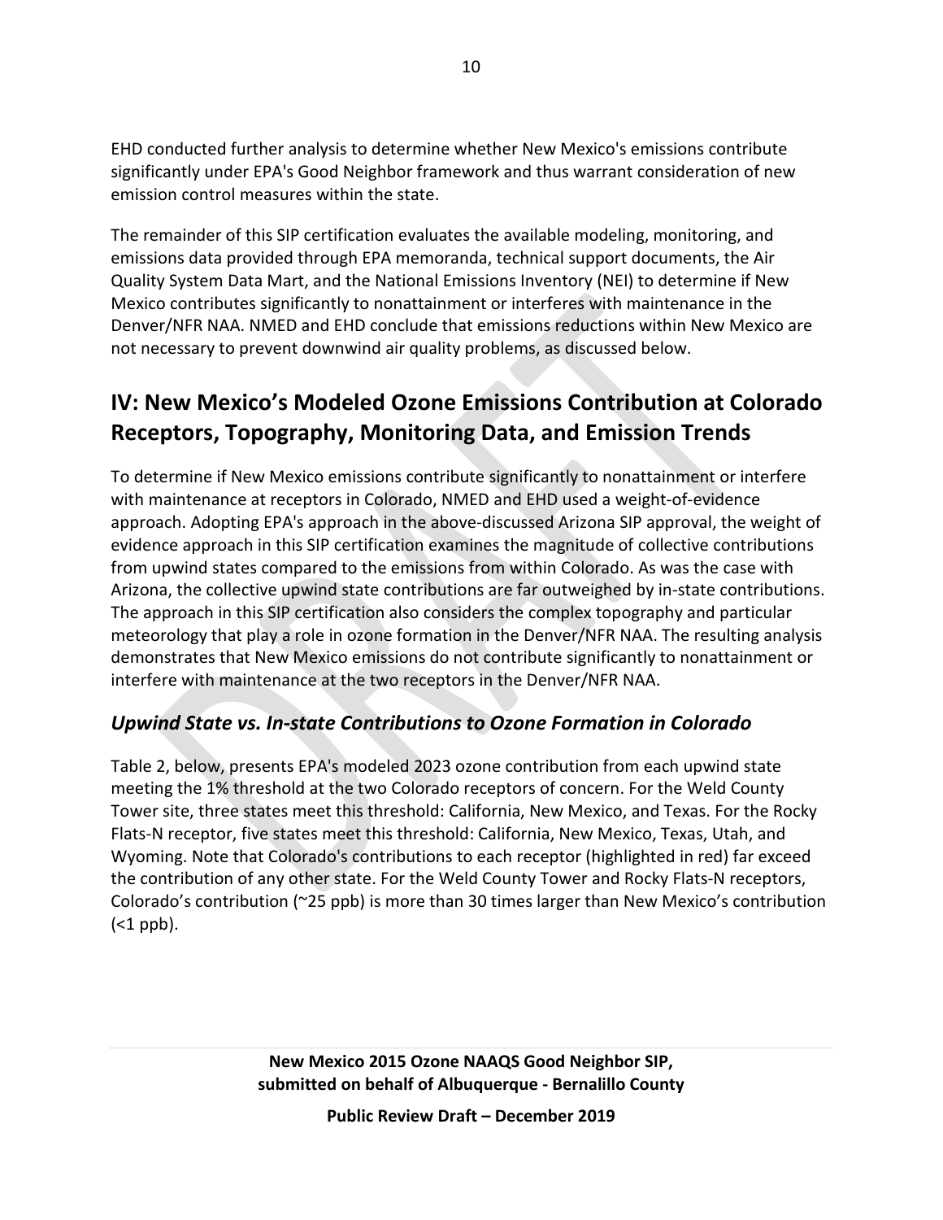EHD conducted further analysis to determine whether New Mexico's emissions contribute significantly under EPA's Good Neighbor framework and thus warrant consideration of new emission control measures within the state.

The remainder of this SIP certification evaluates the available modeling, monitoring, and emissions data provided through EPA memoranda, technical support documents, the Air Quality System Data Mart, and the National Emissions Inventory (NEI) to determine if New Mexico contributes significantly to nonattainment or interferes with maintenance in the Denver/NFR NAA. NMED and EHD conclude that emissions reductions within New Mexico are not necessary to prevent downwind air quality problems, as discussed below.

## IV: New Mexico's Modeled Ozone Emissions Contribution at Colorado Receptors, Topography, Monitoring Data, and Emission Trends

To determine if New Mexico emissions contribute significantly to nonattainment or interfere with maintenance at receptors in Colorado, NMED and EHD used a weight-of-evidence approach. Adopting EPA's approach in the above-discussed Arizona SIP approval, the weight of evidence approach in this SIP certification examines the magnitude of collective contributions from upwind states compared to the emissions from within Colorado. As was the case with Arizona, the collective upwind state contributions are far outweighed by in-state contributions. The approach in this SIP certification also considers the complex topography and particular meteorology that play a role in ozone formation in the Denver/NFR NAA. The resulting analysis demonstrates that New Mexico emissions do not contribute significantly to nonattainment or interfere with maintenance at the two receptors in the Denver/NFR NAA.

### *Upwind State vs. In-state Contributions to Ozone Formation in Colorado*

Table 2, below, presents EPA's modeled 2023 ozone contribution from each upwind state meeting the 1% threshold at the two Colorado receptors of concern. For the Weld County Tower site, three states meet this threshold: California, New Mexico, and Texas. For the Rocky Flats-N receptor, five states meet this threshold: California, New Mexico, Texas, Utah, and Wyoming. Note that Colorado's contributions to each receptor (highlighted in red) far exceed the contribution of any other state. For the Weld County Tower and Rocky Flats-N receptors, Colorado's contribution (~25 ppb) is more than 30 times larger than New Mexico's contribution (<1 ppb).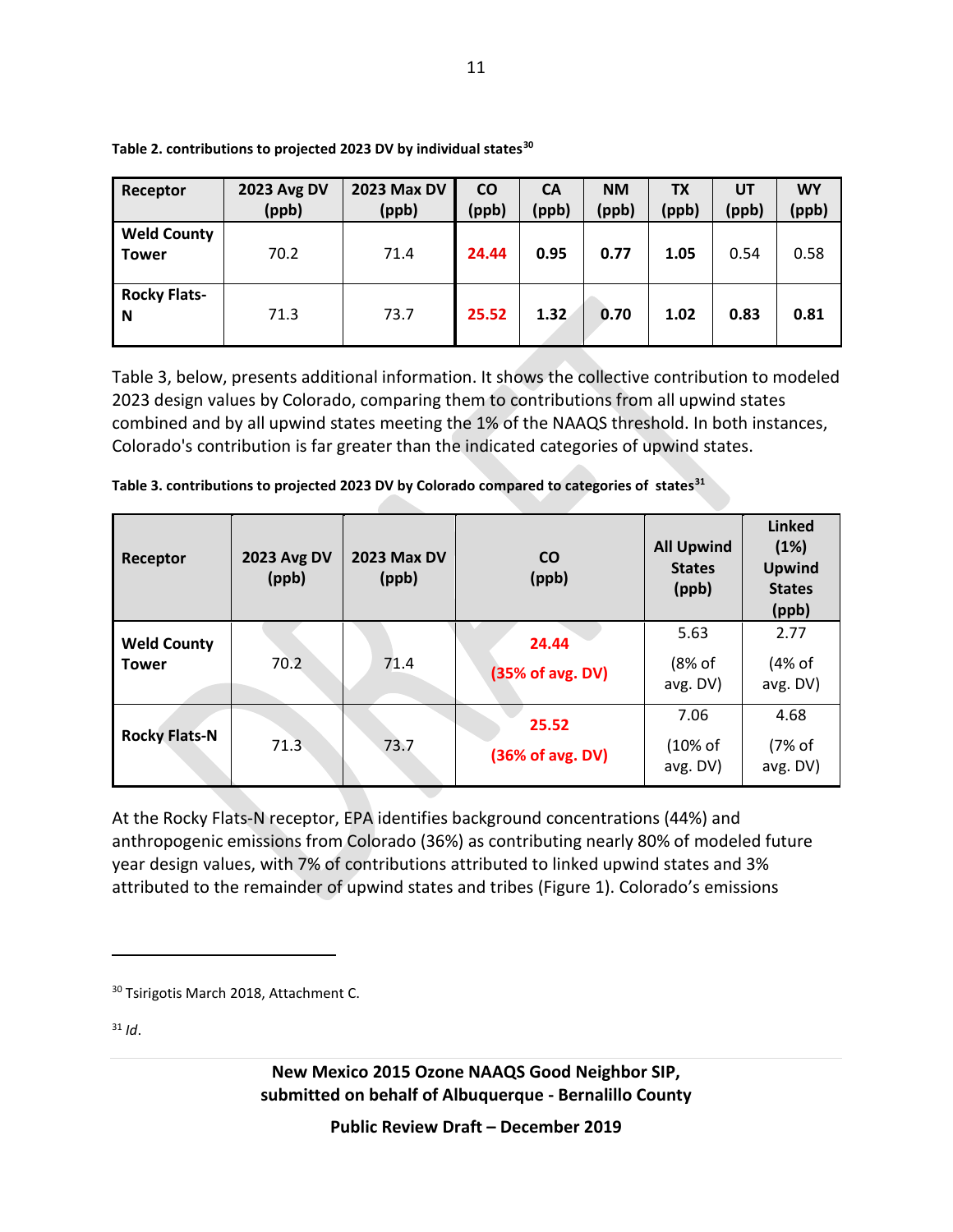**Table 2. contributions to projected 2023 DV by individual states[30]**

| Receptor | 2023 Avg DV (ppb) | 2023 Max DV (ppb) | CO (ppb) | CA (ppb) | NM (ppb) | TX (ppb) | UT (ppb) | WY (ppb) |
|---|---|---|---|---|---|---|---|---|
| **Weld County Tower** | 70.2 | 71.4 | **24.44** | **0.95** | **0.77** | **1.05** | 0.54 | 0.58 |
| **Rocky Flats-N** | 71.3 | 73.7 | **25.52** | **1.32** | **0.70** | **1.02** | **0.83** | **0.81** |

Table 3, below, presents additional information. It shows the collective contribution to modeled 2023 design values by Colorado, comparing them to contributions from all upwind states combined and by all upwind states meeting the 1% of the NAAQS threshold. In both instances, Colorado's contribution is far greater than the indicated categories of upwind states.

**Table 3. contributions to projected 2023 DV by Colorado compared to categories of states[31]**

| Receptor | 2023 Avg DV (ppb) | 2023 Max DV (ppb) | CO (ppb) | All Upwind States (ppb) | Linked (1%) Upwind States (ppb) |
|---|---|---|---|---|---|
| **Weld County Tower** | 70.2 | 71.4 | **24.44** **(35% of avg. DV)** | 5.63 (8% of avg. DV) | 2.77 (4% of avg. DV) |
| **Rocky Flats-N** | 71.3 | 73.7 | **25.52** **(36% of avg. DV)** | 7.06 (10% of avg. DV) | 4.68 (7% of avg. DV) |

At the Rocky Flats-N receptor, EPA identifies background concentrations (44%) and anthropogenic emissions from Colorado (36%) as contributing nearly 80% of modeled future year design values, with 7% of contributions attributed to linked upwind states and 3% attributed to the remainder of upwind states and tribes (Figure 1). Colorado's emissions

---

[30] Tsirigotis March 2018, Attachment C.

[31] *Id*.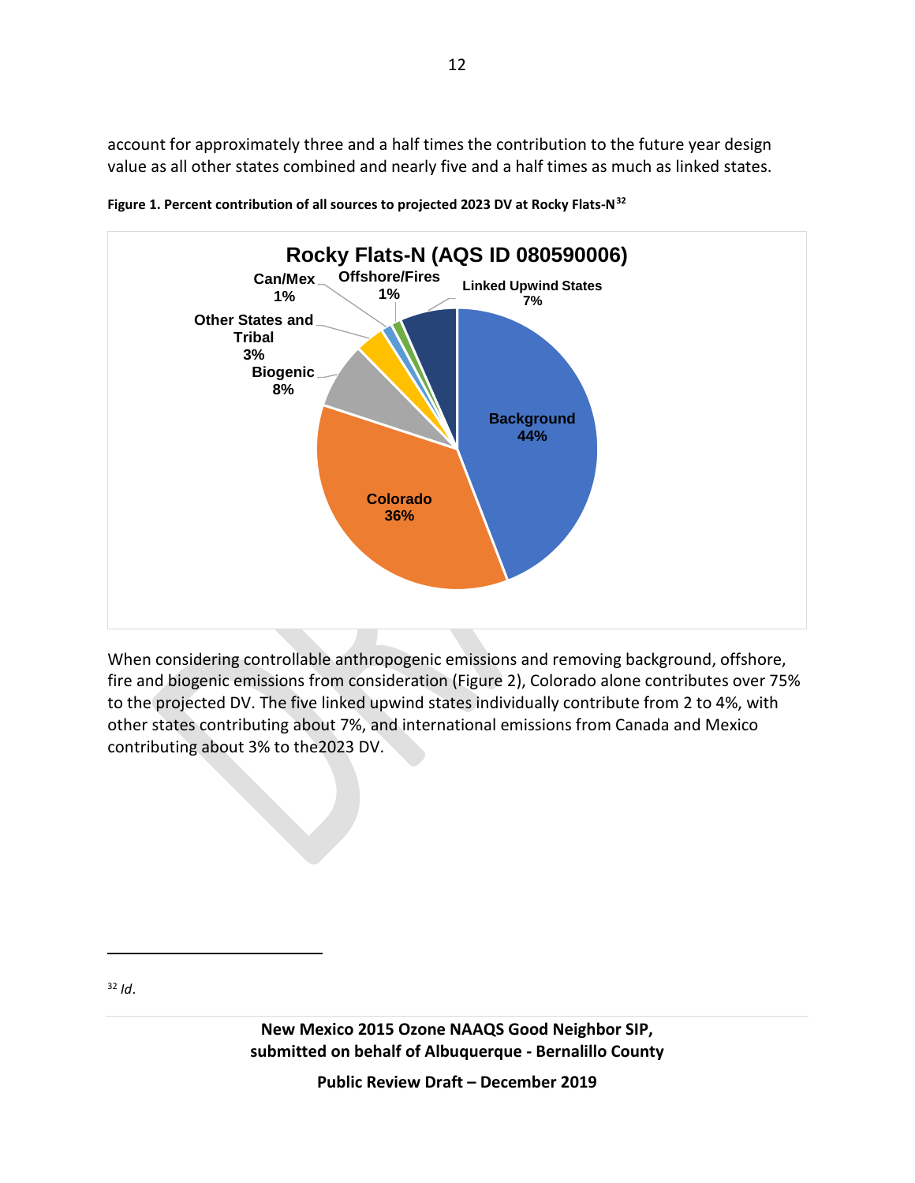account for approximately three and a half times the contribution to the future year design value as all other states combined and nearly five and a half times as much as linked states.

**Figure 1. Percent contribution of all sources to projected 2023 DV at Rocky Flats-N**[32]

When considering controllable anthropogenic emissions and removing background, offshore, fire and biogenic emissions from consideration (Figure 2), Colorado alone contributes over 75% to the projected DV. The five linked upwind states individually contribute from 2 to 4%, with other states contributing about 7%, and international emissions from Canada and Mexico contributing about 3% to the2023 DV.

---

[32] *Id*.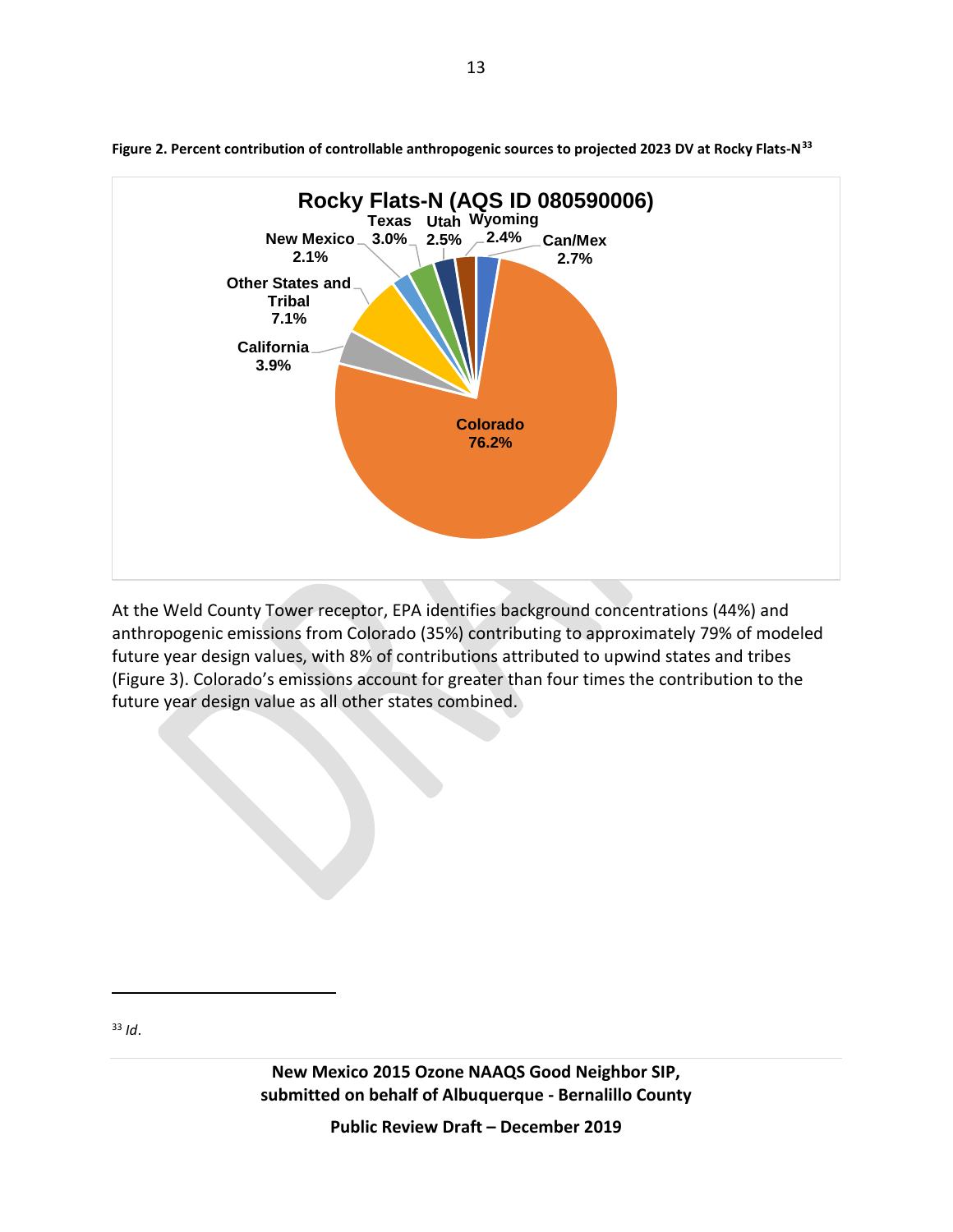**Figure 2. Percent contribution of controllable anthropogenic sources to projected 2023 DV at Rocky Flats-N**[33]

At the Weld County Tower receptor, EPA identifies background concentrations (44%) and anthropogenic emissions from Colorado (35%) contributing to approximately 79% of modeled future year design values, with 8% of contributions attributed to upwind states and tribes (Figure 3). Colorado's emissions account for greater than four times the contribution to the future year design value as all other states combined.

[33] *Id*.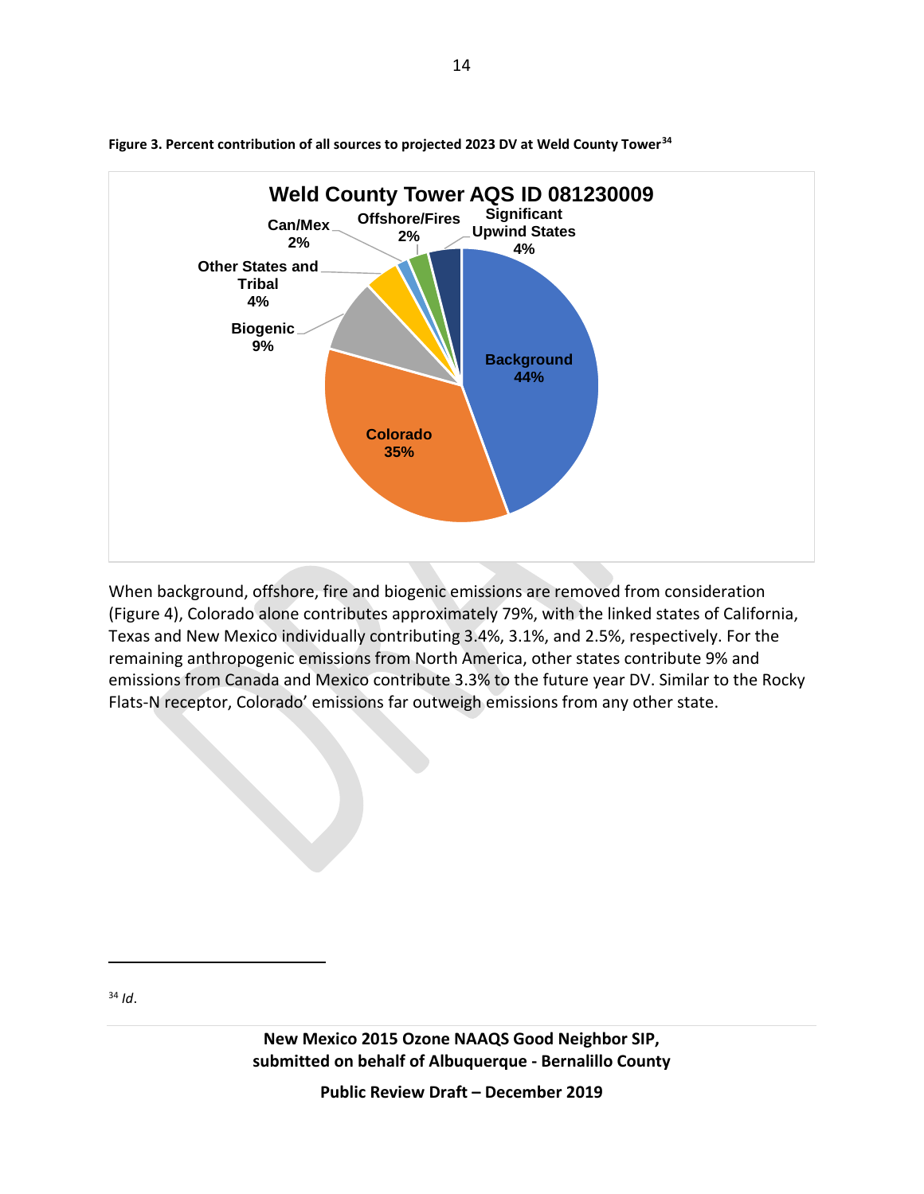**Figure 3. Percent contribution of all sources to projected 2023 DV at Weld County Tower**[34]

**Weld County Tower AQS ID 081230009**

| Source | Contribution |
|---|---|
| Background | 44% |
| Colorado | 35% |
| Biogenic | 9% |
| Other States and Tribal | 4% |
| Can/Mex | 2% |
| Offshore/Fires | 2% |
| Significant Upwind States | 4% |

When background, offshore, fire and biogenic emissions are removed from consideration (Figure 4), Colorado alone contributes approximately 79%, with the linked states of California, Texas and New Mexico individually contributing 3.4%, 3.1%, and 2.5%, respectively. For the remaining anthropogenic emissions from North America, other states contribute 9% and emissions from Canada and Mexico contribute 3.3% to the future year DV. Similar to the Rocky Flats-N receptor, Colorado' emissions far outweigh emissions from any other state.

---

[34] *Id*.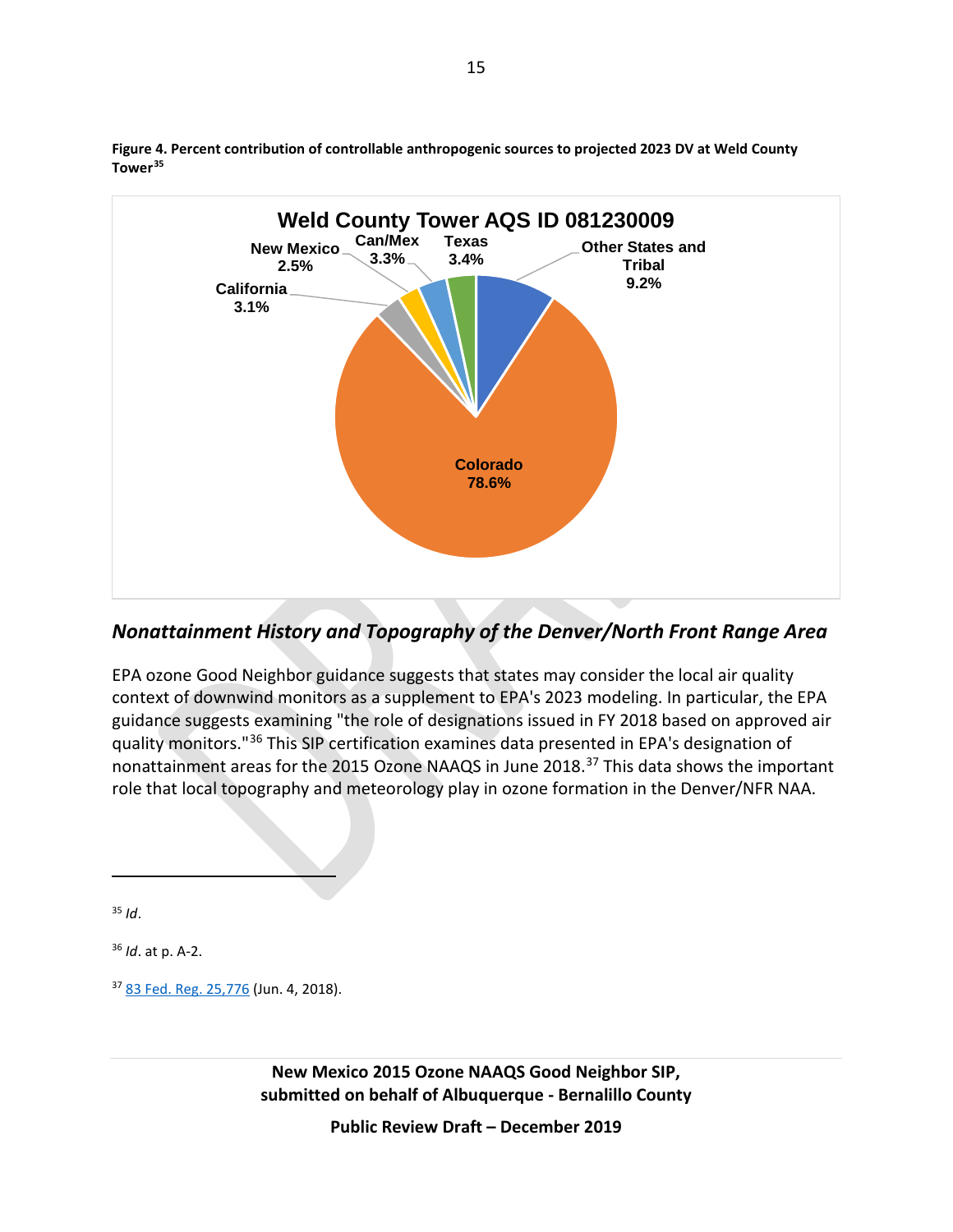**Figure 4. Percent contribution of controllable anthropogenic sources to projected 2023 DV at Weld County Tower**[35]

Weld County Tower AQS ID 081230009

| Source | Percent |
|---|---|
| Colorado | 78.6% |
| Other States and Tribal | 9.2% |
| Texas | 3.4% |
| Can/Mex | 3.3% |
| California | 3.1% |
| New Mexico | 2.5% |

## *Nonattainment History and Topography of the Denver/North Front Range Area*

EPA ozone Good Neighbor guidance suggests that states may consider the local air quality context of downwind monitors as a supplement to EPA's 2023 modeling. In particular, the EPA guidance suggests examining "the role of designations issued in FY 2018 based on approved air quality monitors."[36] This SIP certification examines data presented in EPA's designation of nonattainment areas for the 2015 Ozone NAAQS in June 2018.[37] This data shows the important role that local topography and meteorology play in ozone formation in the Denver/NFR NAA.

---

[35] *Id*.

[36] *Id*. at p. A-2.

[37] 83 Fed. Reg. 25,776 (Jun. 4, 2018).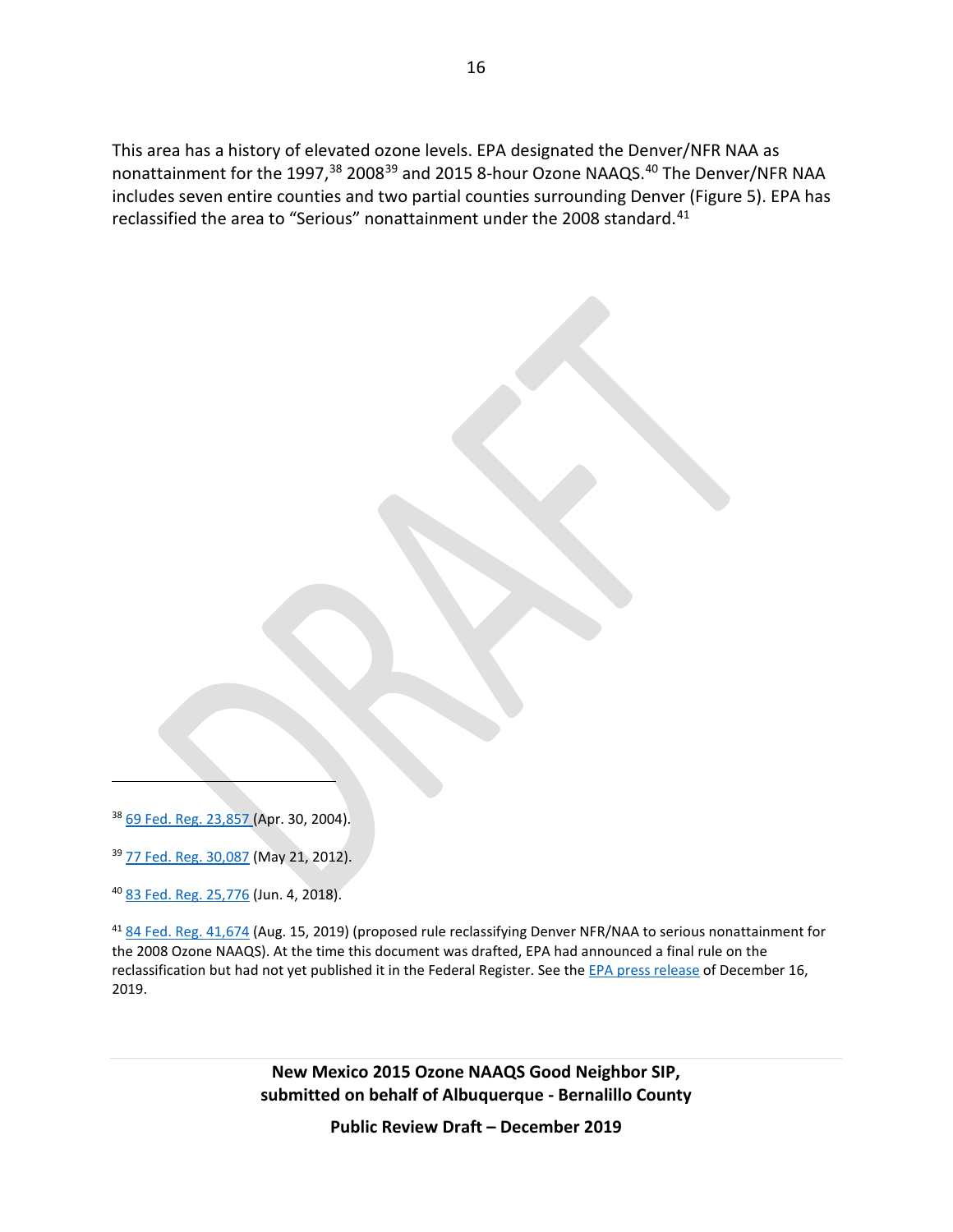This area has a history of elevated ozone levels. EPA designated the Denver/NFR NAA as nonattainment for the 1997,[38] 2008[39] and 2015 8-hour Ozone NAAQS.[40] The Denver/NFR NAA includes seven entire counties and two partial counties surrounding Denver (Figure 5). EPA has reclassified the area to "Serious" nonattainment under the 2008 standard.[41]

---

[38] 69 Fed. Reg. 23,857 (Apr. 30, 2004).

[39] 77 Fed. Reg. 30,087 (May 21, 2012).

[40] 83 Fed. Reg. 25,776 (Jun. 4, 2018).

[41] 84 Fed. Reg. 41,674 (Aug. 15, 2019) (proposed rule reclassifying Denver NFR/NAA to serious nonattainment for the 2008 Ozone NAAQS). At the time this document was drafted, EPA had announced a final rule on the reclassification but had not yet published it in the Federal Register. See the EPA press release of December 16, 2019.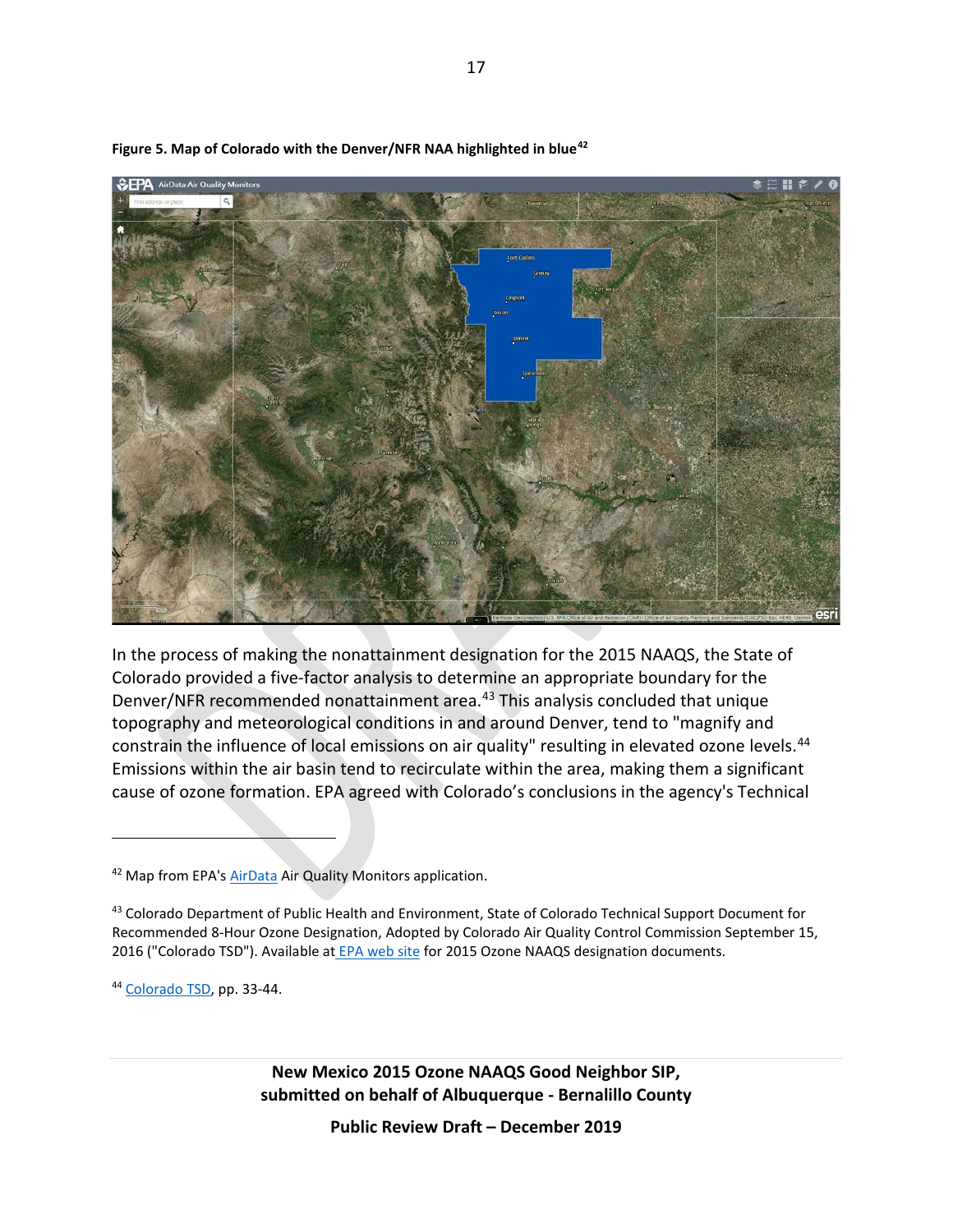**Figure 5. Map of Colorado with the Denver/NFR NAA highlighted in blue**[42]

In the process of making the nonattainment designation for the 2015 NAAQS, the State of Colorado provided a five-factor analysis to determine an appropriate boundary for the Denver/NFR recommended nonattainment area.[43] This analysis concluded that unique topography and meteorological conditions in and around Denver, tend to "magnify and constrain the influence of local emissions on air quality" resulting in elevated ozone levels.[44] Emissions within the air basin tend to recirculate within the area, making them a significant cause of ozone formation. EPA agreed with Colorado's conclusions in the agency's Technical

---

[42] Map from EPA's AirData Air Quality Monitors application.

[43] Colorado Department of Public Health and Environment, State of Colorado Technical Support Document for Recommended 8-Hour Ozone Designation, Adopted by Colorado Air Quality Control Commission September 15, 2016 ("Colorado TSD"). Available at EPA web site for 2015 Ozone NAAQS designation documents.

[44] Colorado TSD, pp. 33-44.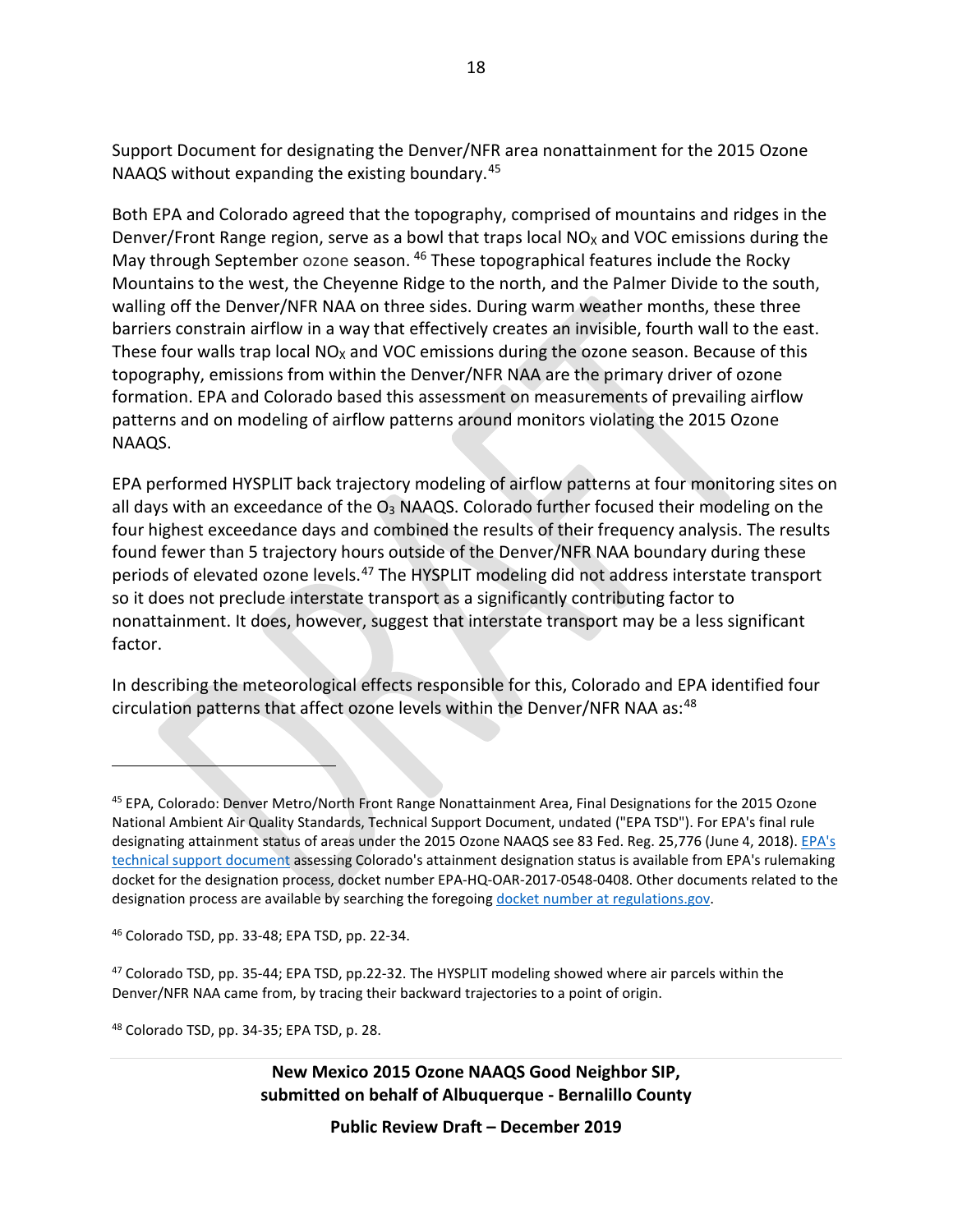Support Document for designating the Denver/NFR area nonattainment for the 2015 Ozone NAAQS without expanding the existing boundary.[45]

Both EPA and Colorado agreed that the topography, comprised of mountains and ridges in the Denver/Front Range region, serve as a bowl that traps local $NO_X$ and VOC emissions during the May through September ozone season. [46] These topographical features include the Rocky Mountains to the west, the Cheyenne Ridge to the north, and the Palmer Divide to the south, walling off the Denver/NFR NAA on three sides. During warm weather months, these three barriers constrain airflow in a way that effectively creates an invisible, fourth wall to the east. These four walls trap local $NO_X$ and VOC emissions during the ozone season. Because of this topography, emissions from within the Denver/NFR NAA are the primary driver of ozone formation. EPA and Colorado based this assessment on measurements of prevailing airflow patterns and on modeling of airflow patterns around monitors violating the 2015 Ozone NAAQS.

EPA performed HYSPLIT back trajectory modeling of airflow patterns at four monitoring sites on all days with an exceedance of the $O_3$ NAAQS. Colorado further focused their modeling on the four highest exceedance days and combined the results of their frequency analysis. The results found fewer than 5 trajectory hours outside of the Denver/NFR NAA boundary during these periods of elevated ozone levels.[47] The HYSPLIT modeling did not address interstate transport so it does not preclude interstate transport as a significantly contributing factor to nonattainment. It does, however, suggest that interstate transport may be a less significant factor.

In describing the meteorological effects responsible for this, Colorado and EPA identified four circulation patterns that affect ozone levels within the Denver/NFR NAA as:[48]

---

[45] EPA, Colorado: Denver Metro/North Front Range Nonattainment Area, Final Designations for the 2015 Ozone National Ambient Air Quality Standards, Technical Support Document, undated ("EPA TSD"). For EPA's final rule designating attainment status of areas under the 2015 Ozone NAAQS see 83 Fed. Reg. 25,776 (June 4, 2018). [EPA's technical support document] assessing Colorado's attainment designation status is available from EPA's rulemaking docket for the designation process, docket number EPA-HQ-OAR-2017-0548-0408. Other documents related to the designation process are available by searching the foregoing [docket number at regulations.gov].

[46] Colorado TSD, pp. 33-48; EPA TSD, pp. 22-34.

[47] Colorado TSD, pp. 35-44; EPA TSD, pp.22-32. The HYSPLIT modeling showed where air parcels within the Denver/NFR NAA came from, by tracing their backward trajectories to a point of origin.

[48] Colorado TSD, pp. 34-35; EPA TSD, p. 28.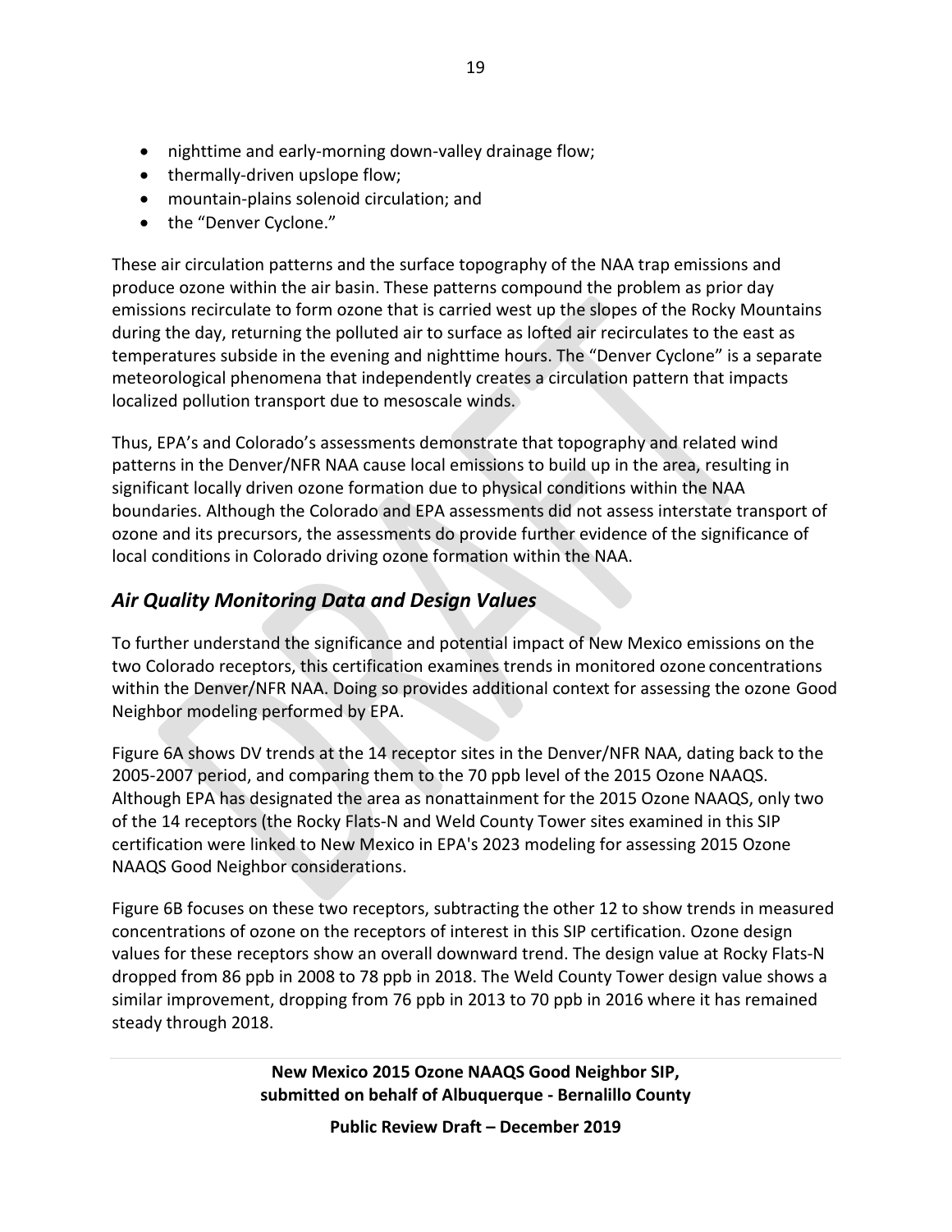- nighttime and early-morning down-valley drainage flow;
- thermally-driven upslope flow;
- mountain-plains solenoid circulation; and
- the "Denver Cyclone."

These air circulation patterns and the surface topography of the NAA trap emissions and produce ozone within the air basin. These patterns compound the problem as prior day emissions recirculate to form ozone that is carried west up the slopes of the Rocky Mountains during the day, returning the polluted air to surface as lofted air recirculates to the east as temperatures subside in the evening and nighttime hours. The "Denver Cyclone" is a separate meteorological phenomena that independently creates a circulation pattern that impacts localized pollution transport due to mesoscale winds.

Thus, EPA's and Colorado's assessments demonstrate that topography and related wind patterns in the Denver/NFR NAA cause local emissions to build up in the area, resulting in significant locally driven ozone formation due to physical conditions within the NAA boundaries. Although the Colorado and EPA assessments did not assess interstate transport of ozone and its precursors, the assessments do provide further evidence of the significance of local conditions in Colorado driving ozone formation within the NAA.

## *Air Quality Monitoring Data and Design Values*

To further understand the significance and potential impact of New Mexico emissions on the two Colorado receptors, this certification examines trends in monitored ozone concentrations within the Denver/NFR NAA. Doing so provides additional context for assessing the ozone Good Neighbor modeling performed by EPA.

Figure 6A shows DV trends at the 14 receptor sites in the Denver/NFR NAA, dating back to the 2005-2007 period, and comparing them to the 70 ppb level of the 2015 Ozone NAAQS. Although EPA has designated the area as nonattainment for the 2015 Ozone NAAQS, only two of the 14 receptors (the Rocky Flats-N and Weld County Tower sites examined in this SIP certification were linked to New Mexico in EPA's 2023 modeling for assessing 2015 Ozone NAAQS Good Neighbor considerations.

Figure 6B focuses on these two receptors, subtracting the other 12 to show trends in measured concentrations of ozone on the receptors of interest in this SIP certification. Ozone design values for these receptors show an overall downward trend. The design value at Rocky Flats-N dropped from 86 ppb in 2008 to 78 ppb in 2018. The Weld County Tower design value shows a similar improvement, dropping from 76 ppb in 2013 to 70 ppb in 2016 where it has remained steady through 2018.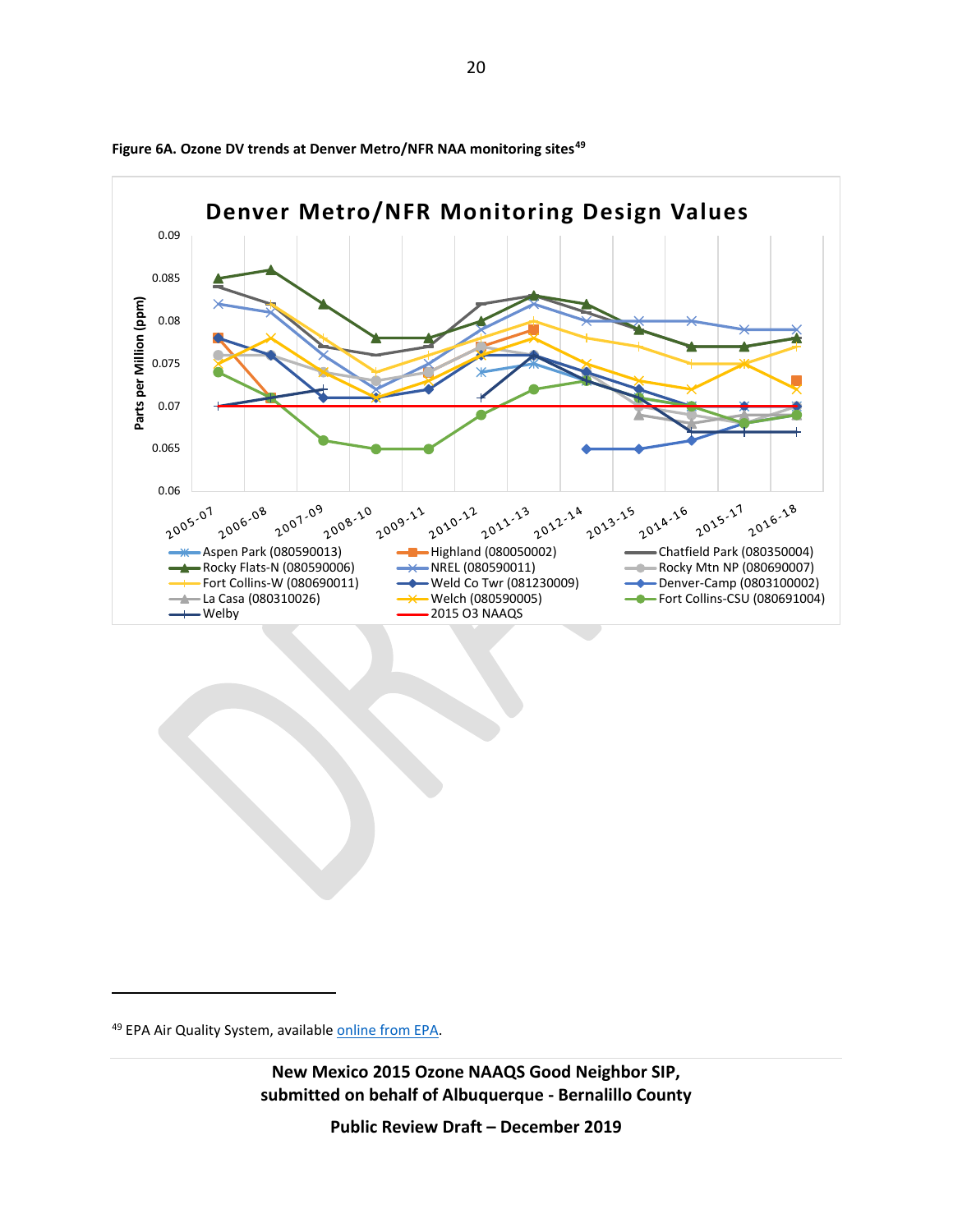**Figure 6A. Ozone DV trends at Denver Metro/NFR NAA monitoring sites**[49]

[49] EPA Air Quality System, available online from EPA.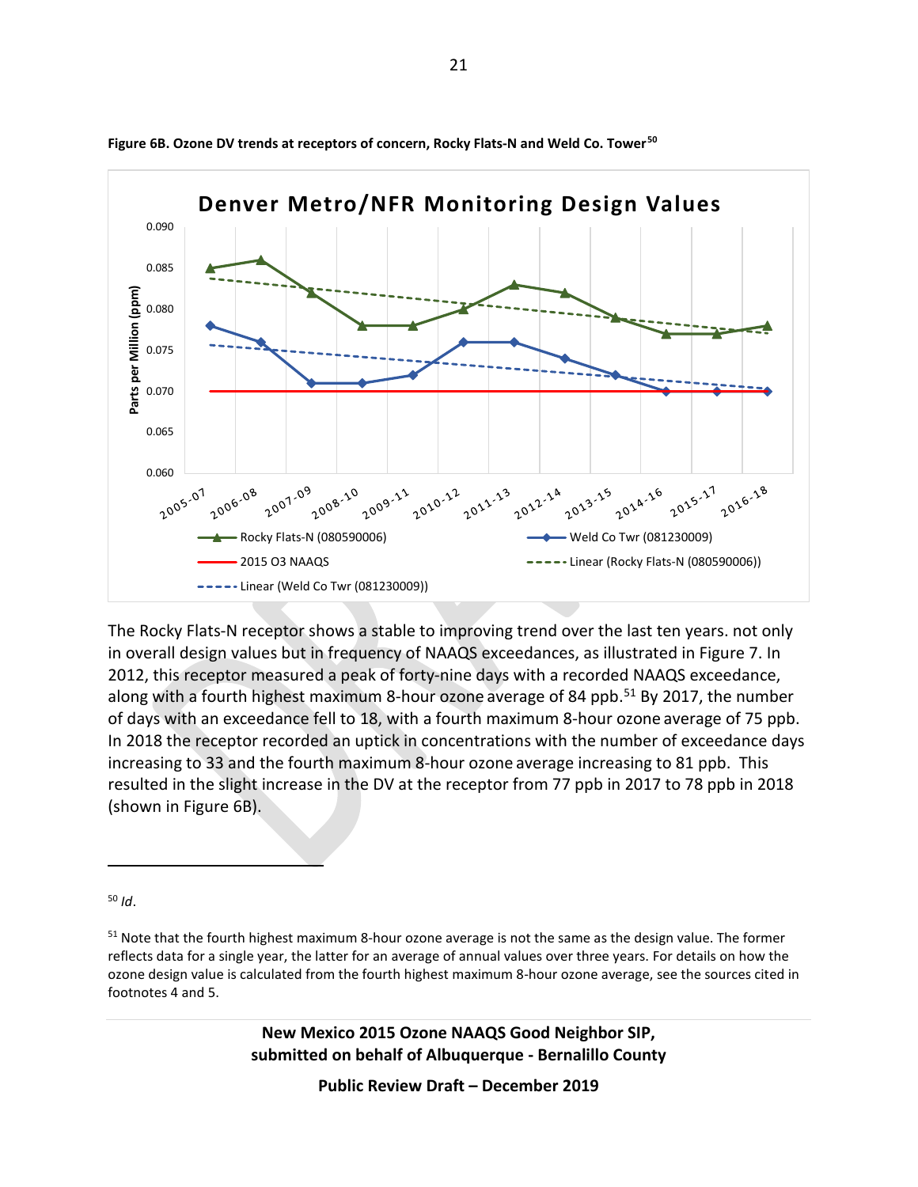**Figure 6B. Ozone DV trends at receptors of concern, Rocky Flats-N and Weld Co. Tower**[50]

The Rocky Flats-N receptor shows a stable to improving trend over the last ten years. not only in overall design values but in frequency of NAAQS exceedances, as illustrated in Figure 7. In 2012, this receptor measured a peak of forty-nine days with a recorded NAAQS exceedance, along with a fourth highest maximum 8-hour ozone average of 84 ppb.[51] By 2017, the number of days with an exceedance fell to 18, with a fourth maximum 8-hour ozone average of 75 ppb. In 2018 the receptor recorded an uptick in concentrations with the number of exceedance days increasing to 33 and the fourth maximum 8-hour ozone average increasing to 81 ppb. This resulted in the slight increase in the DV at the receptor from 77 ppb in 2017 to 78 ppb in 2018 (shown in Figure 6B).

---

[50] *Id*.

[51] Note that the fourth highest maximum 8-hour ozone average is not the same as the design value. The former reflects data for a single year, the latter for an average of annual values over three years. For details on how the ozone design value is calculated from the fourth highest maximum 8-hour ozone average, see the sources cited in footnotes 4 and 5.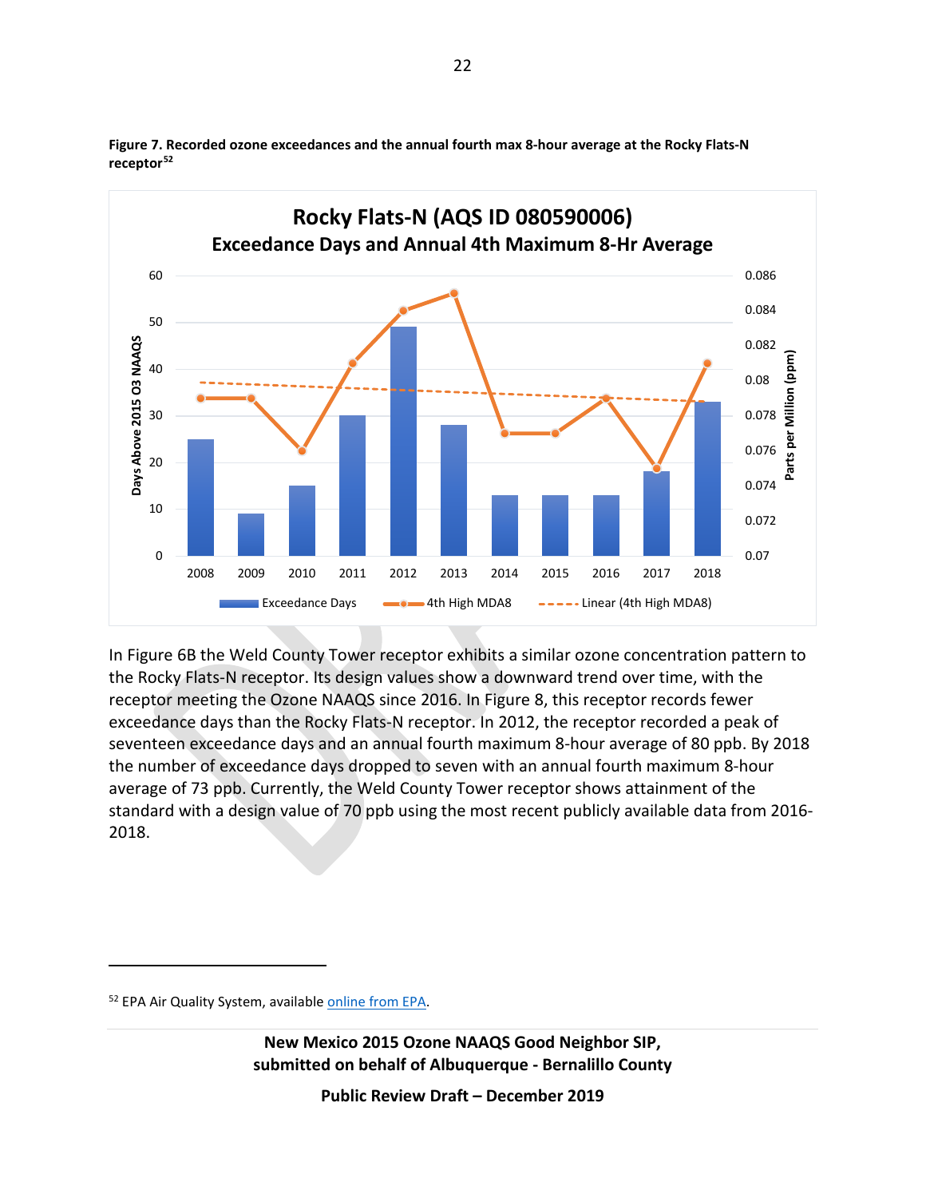**Figure 7. Recorded ozone exceedances and the annual fourth max 8-hour average at the Rocky Flats-N receptor**[52]

In Figure 6B the Weld County Tower receptor exhibits a similar ozone concentration pattern to the Rocky Flats-N receptor. Its design values show a downward trend over time, with the receptor meeting the Ozone NAAQS since 2016. In Figure 8, this receptor records fewer exceedance days than the Rocky Flats-N receptor. In 2012, the receptor recorded a peak of seventeen exceedance days and an annual fourth maximum 8-hour average of 80 ppb. By 2018 the number of exceedance days dropped to seven with an annual fourth maximum 8-hour average of 73 ppb. Currently, the Weld County Tower receptor shows attainment of the standard with a design value of 70 ppb using the most recent publicly available data from 2016-2018.

---

[52] EPA Air Quality System, available online from EPA.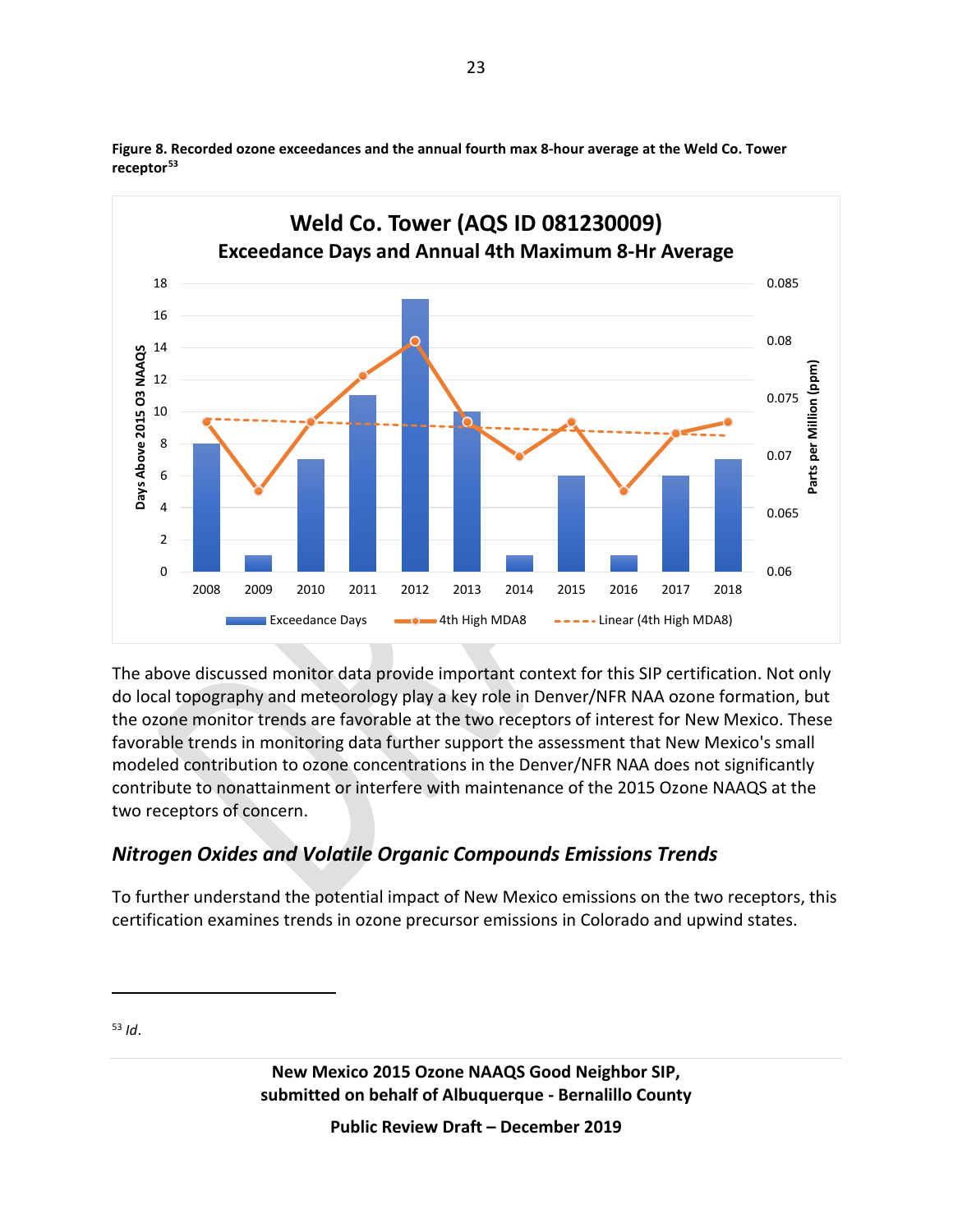**Figure 8. Recorded ozone exceedances and the annual fourth max 8-hour average at the Weld Co. Tower receptor**[53]

The above discussed monitor data provide important context for this SIP certification. Not only do local topography and meteorology play a key role in Denver/NFR NAA ozone formation, but the ozone monitor trends are favorable at the two receptors of interest for New Mexico. These favorable trends in monitoring data further support the assessment that New Mexico's small modeled contribution to ozone concentrations in the Denver/NFR NAA does not significantly contribute to nonattainment or interfere with maintenance of the 2015 Ozone NAAQS at the two receptors of concern.

## *Nitrogen Oxides and Volatile Organic Compounds Emissions Trends*

To further understand the potential impact of New Mexico emissions on the two receptors, this certification examines trends in ozone precursor emissions in Colorado and upwind states.

---

[53] *Id*.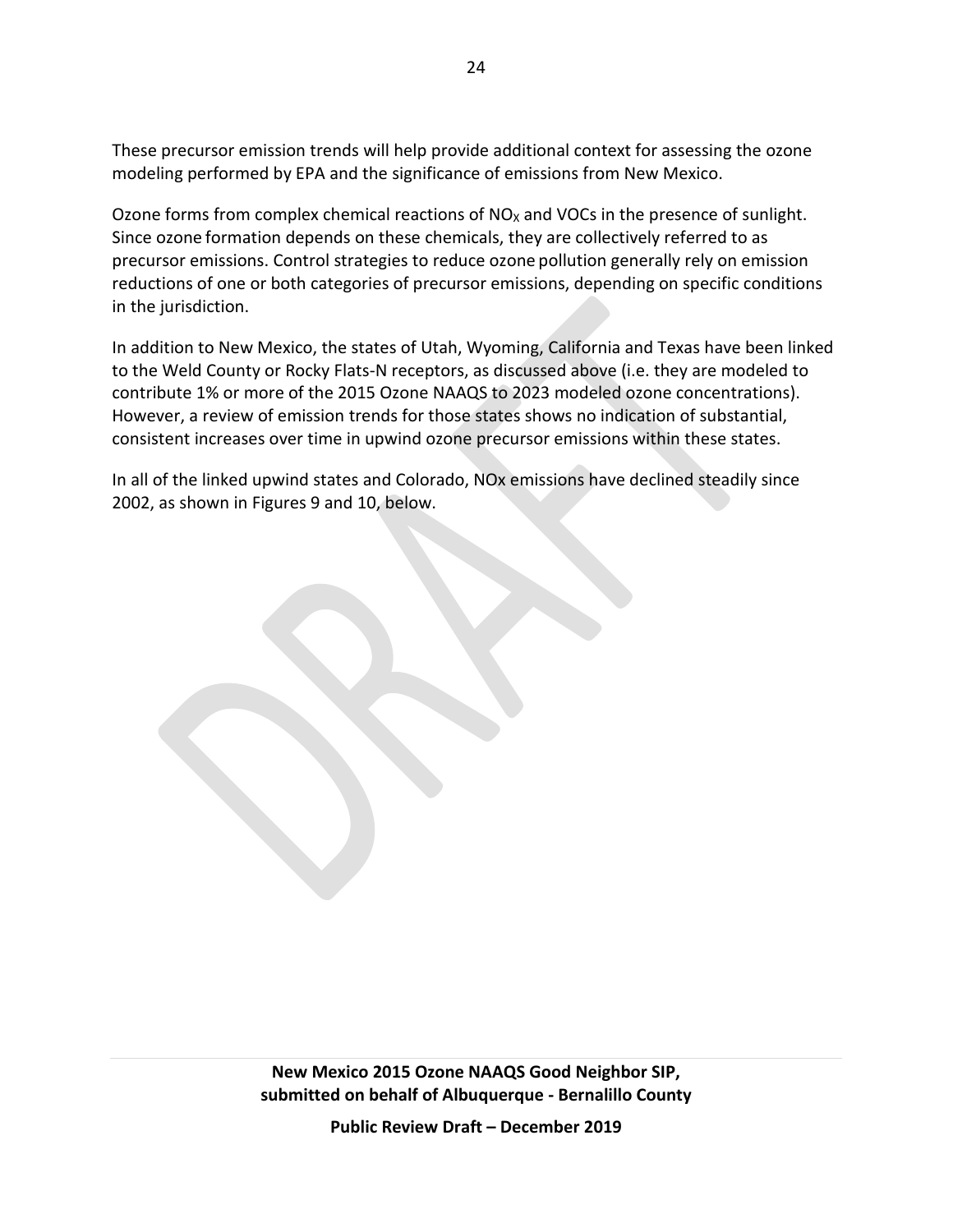These precursor emission trends will help provide additional context for assessing the ozone modeling performed by EPA and the significance of emissions from New Mexico.

Ozone forms from complex chemical reactions of $NO_X$ and VOCs in the presence of sunlight. Since ozone formation depends on these chemicals, they are collectively referred to as precursor emissions. Control strategies to reduce ozone pollution generally rely on emission reductions of one or both categories of precursor emissions, depending on specific conditions in the jurisdiction.

In addition to New Mexico, the states of Utah, Wyoming, California and Texas have been linked to the Weld County or Rocky Flats-N receptors, as discussed above (i.e. they are modeled to contribute 1% or more of the 2015 Ozone NAAQS to 2023 modeled ozone concentrations). However, a review of emission trends for those states shows no indication of substantial, consistent increases over time in upwind ozone precursor emissions within these states.

In all of the linked upwind states and Colorado, NOx emissions have declined steadily since 2002, as shown in Figures 9 and 10, below.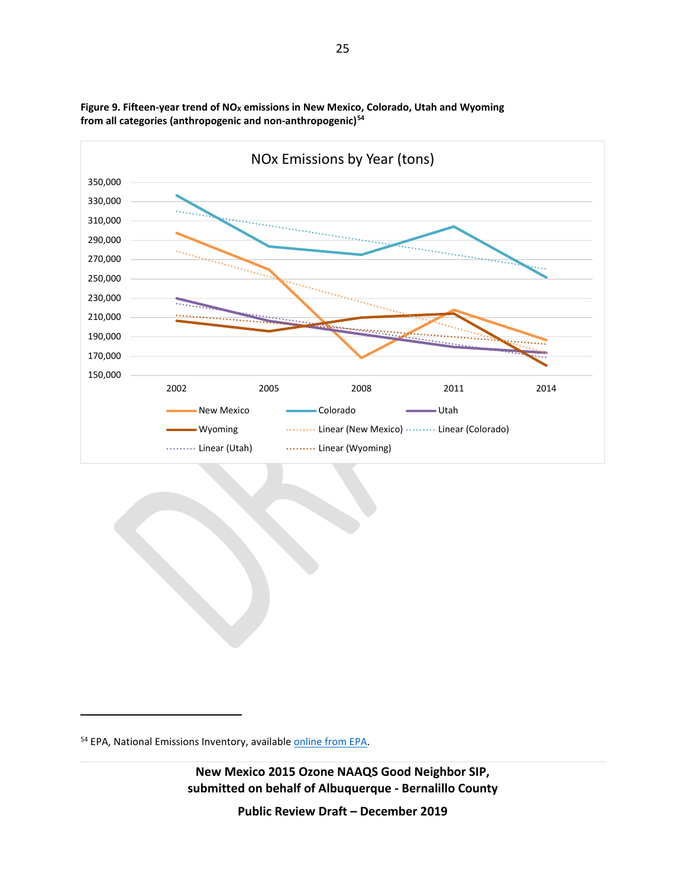**Figure 9. Fifteen-year trend of $NO_X$ emissions in New Mexico, Colorado, Utah and Wyoming from all categories (anthropogenic and non-anthropogenic)[54]**

NOx Emissions by Year (tons)

[54] EPA, National Emissions Inventory, available online from EPA.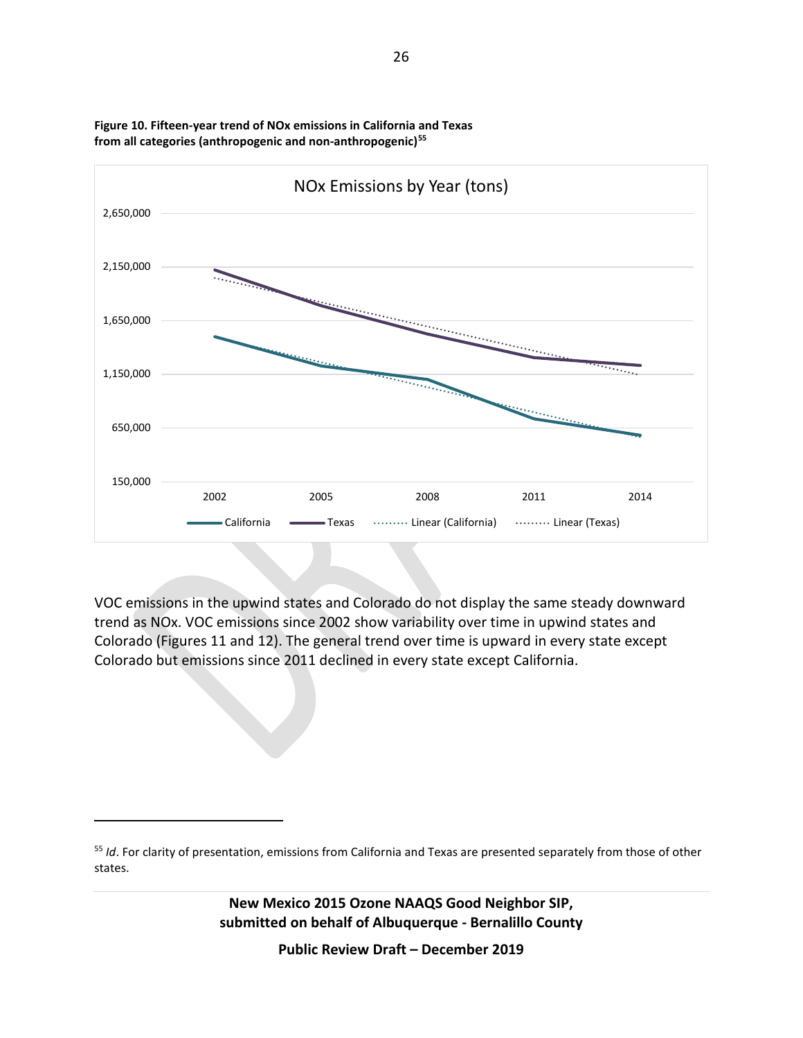**Figure 10. Fifteen-year trend of NOx emissions in California and Texas from all categories (anthropogenic and non-anthropogenic)[55]**

VOC emissions in the upwind states and Colorado do not display the same steady downward trend as NOx. VOC emissions since 2002 show variability over time in upwind states and Colorado (Figures 11 and 12). The general trend over time is upward in every state except Colorado but emissions since 2011 declined in every state except California.

[55] *Id*. For clarity of presentation, emissions from California and Texas are presented separately from those of other states.

**New Mexico 2015 Ozone NAAQS Good Neighbor SIP, submitted on behalf of Albuquerque - Bernalillo County**

**Public Review Draft – December 2019**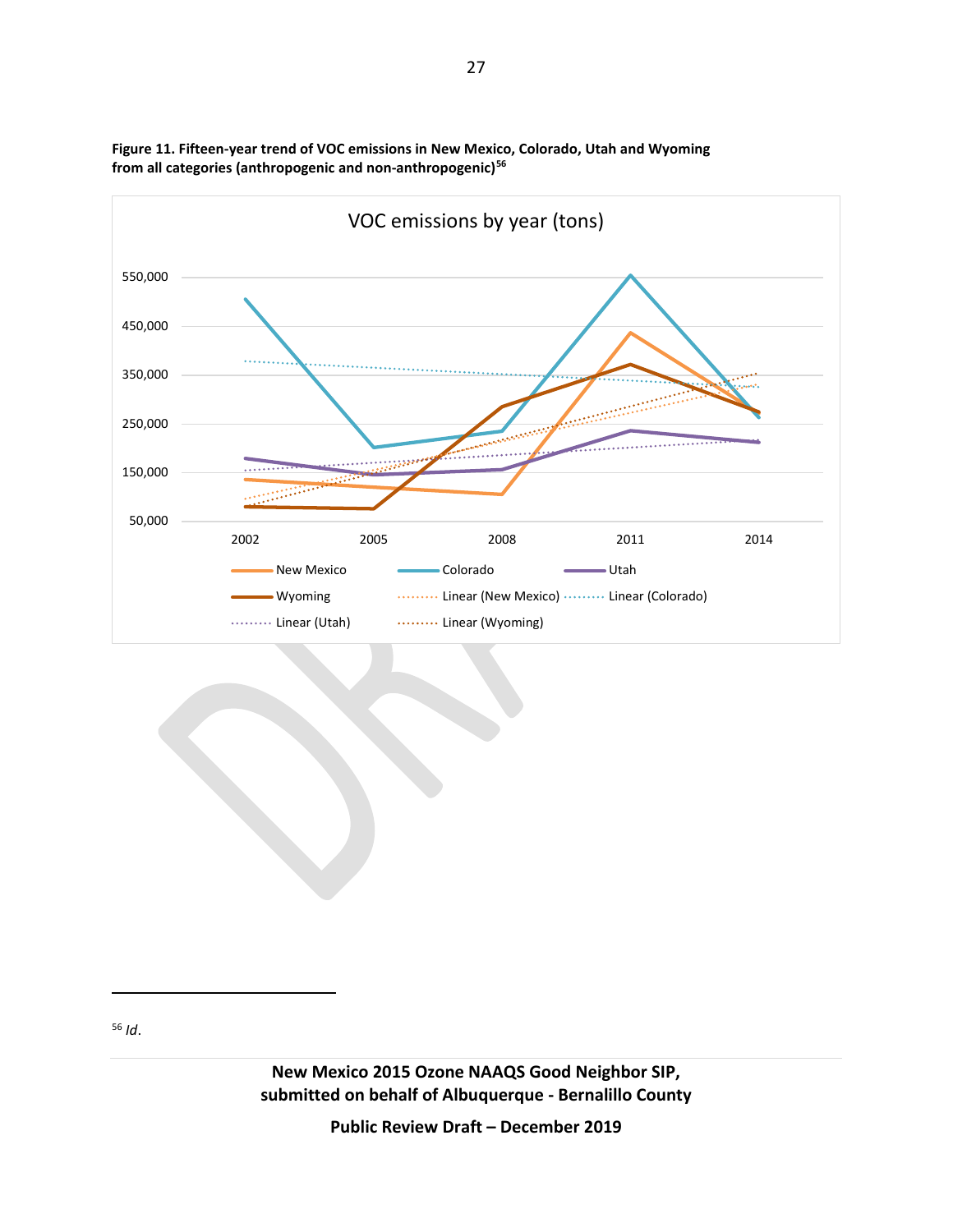**Figure 11. Fifteen-year trend of VOC emissions in New Mexico, Colorado, Utah and Wyoming from all categories (anthropogenic and non-anthropogenic)[56]**

VOC emissions by year (tons)

[56] *Id*.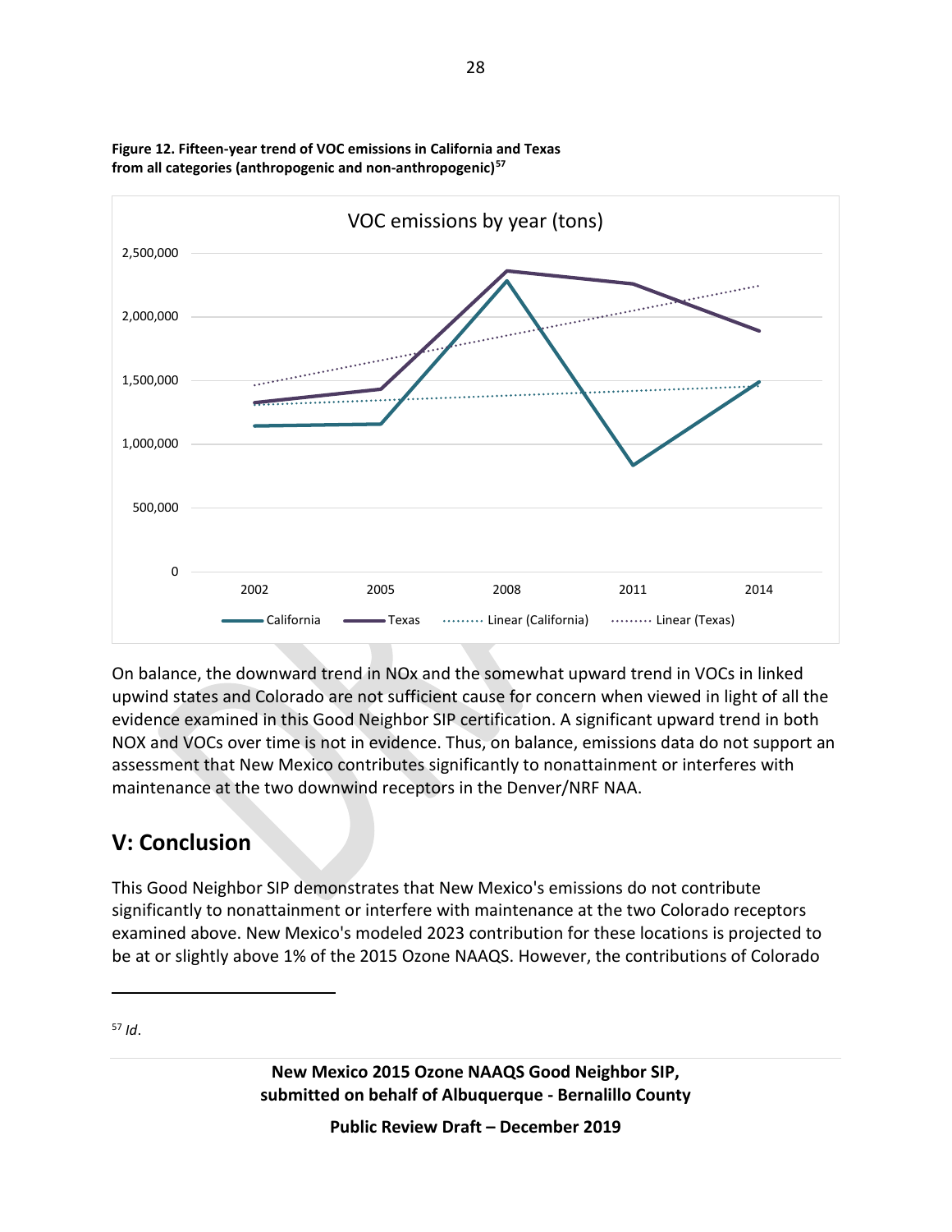**Figure 12. Fifteen-year trend of VOC emissions in California and Texas from all categories (anthropogenic and non-anthropogenic)**[57]

On balance, the downward trend in NOx and the somewhat upward trend in VOCs in linked upwind states and Colorado are not sufficient cause for concern when viewed in light of all the evidence examined in this Good Neighbor SIP certification. A significant upward trend in both NOX and VOCs over time is not in evidence. Thus, on balance, emissions data do not support an assessment that New Mexico contributes significantly to nonattainment or interferes with maintenance at the two downwind receptors in the Denver/NRF NAA.

## V: Conclusion

This Good Neighbor SIP demonstrates that New Mexico's emissions do not contribute significantly to nonattainment or interfere with maintenance at the two Colorado receptors examined above. New Mexico's modeled 2023 contribution for these locations is projected to be at or slightly above 1% of the 2015 Ozone NAAQS. However, the contributions of Colorado

---

[57] *Id*.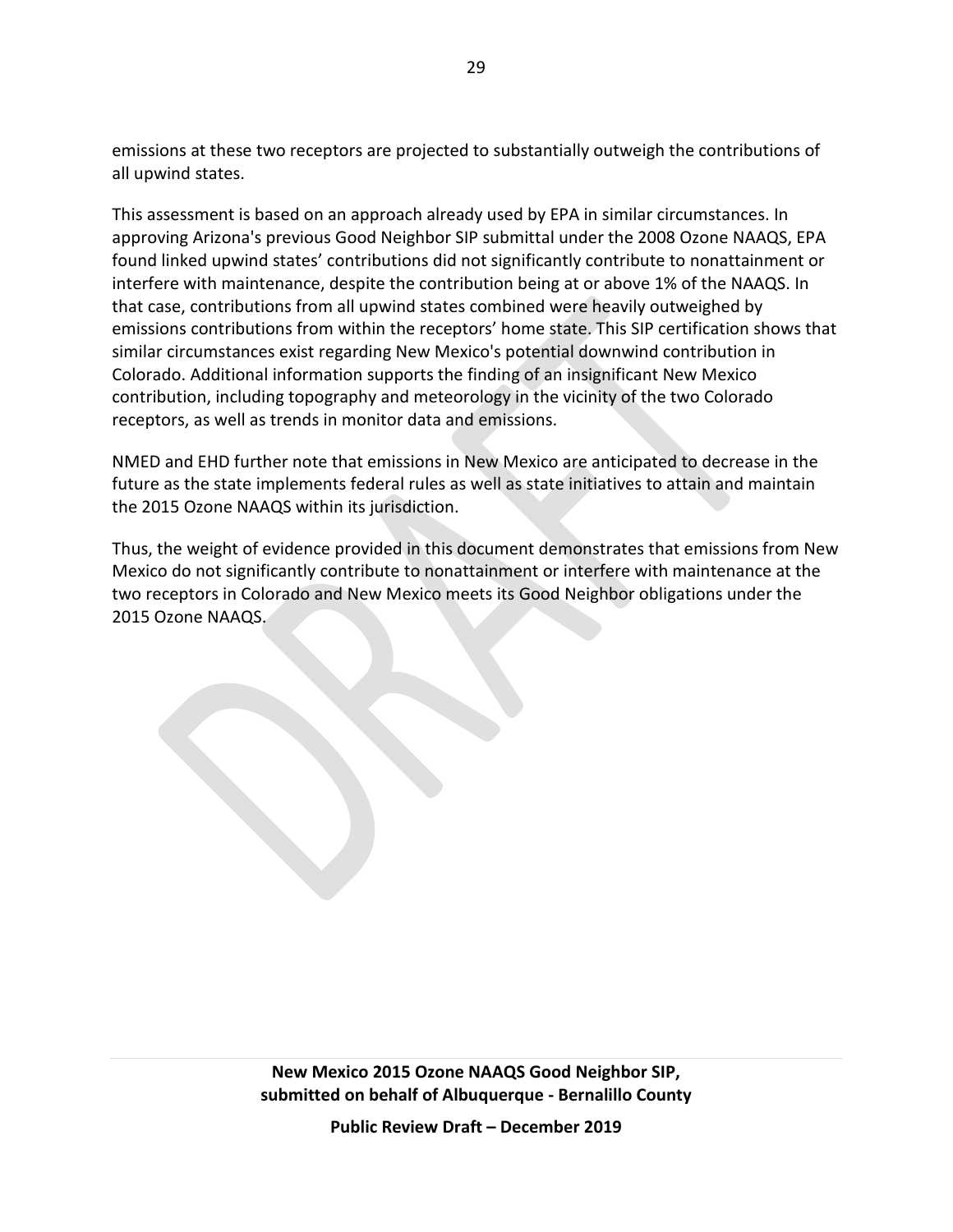emissions at these two receptors are projected to substantially outweigh the contributions of all upwind states.

This assessment is based on an approach already used by EPA in similar circumstances. In approving Arizona's previous Good Neighbor SIP submittal under the 2008 Ozone NAAQS, EPA found linked upwind states' contributions did not significantly contribute to nonattainment or interfere with maintenance, despite the contribution being at or above 1% of the NAAQS. In that case, contributions from all upwind states combined were heavily outweighed by emissions contributions from within the receptors' home state. This SIP certification shows that similar circumstances exist regarding New Mexico's potential downwind contribution in Colorado. Additional information supports the finding of an insignificant New Mexico contribution, including topography and meteorology in the vicinity of the two Colorado receptors, as well as trends in monitor data and emissions.

NMED and EHD further note that emissions in New Mexico are anticipated to decrease in the future as the state implements federal rules as well as state initiatives to attain and maintain the 2015 Ozone NAAQS within its jurisdiction.

Thus, the weight of evidence provided in this document demonstrates that emissions from New Mexico do not significantly contribute to nonattainment or interfere with maintenance at the two receptors in Colorado and New Mexico meets its Good Neighbor obligations under the 2015 Ozone NAAQS.